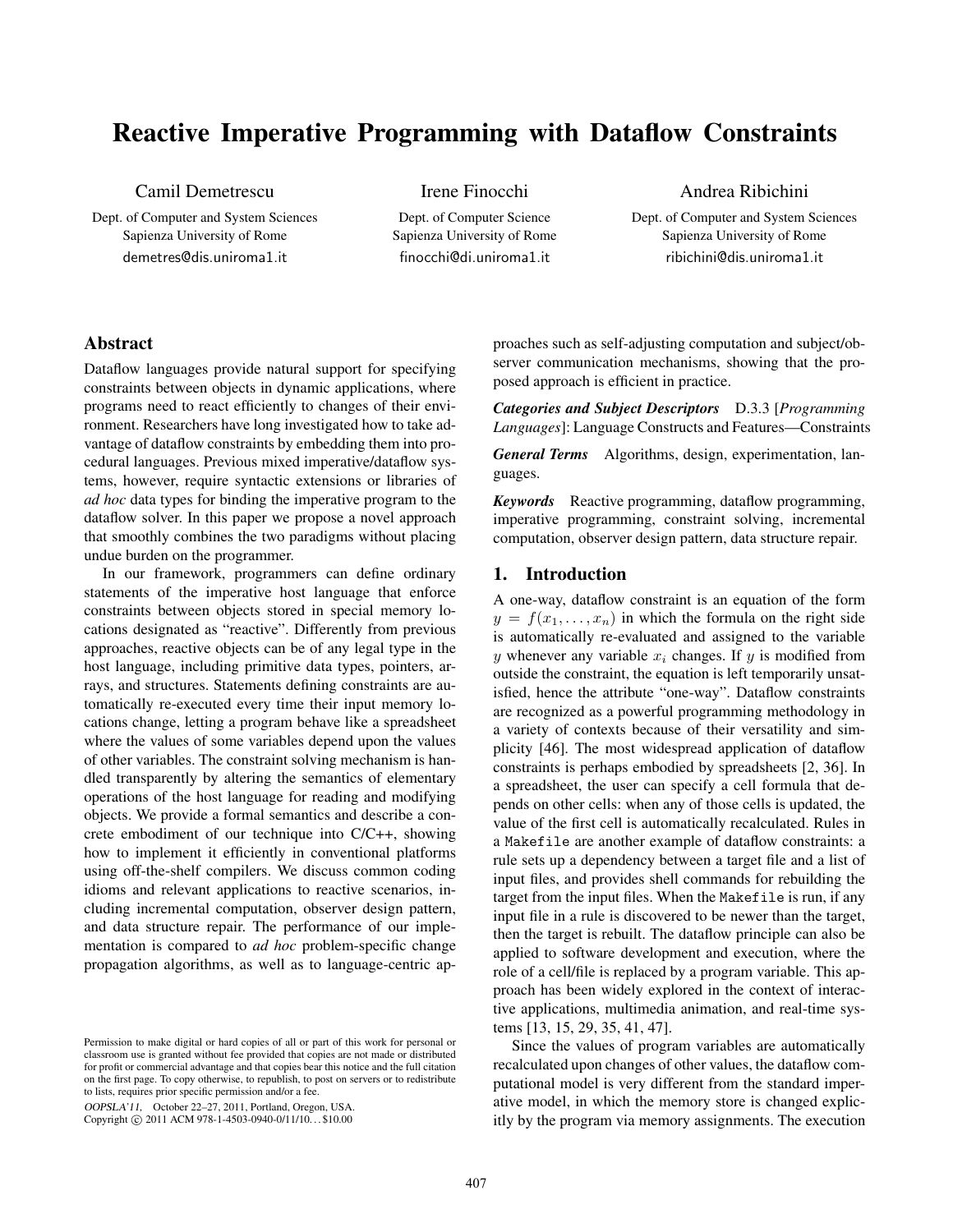# Reactive Imperative Programming with Dataflow Constraints

Camil Demetrescu
Dept. of Computer and System Sciences
Sapienza University of Rome
demetres@dis.uniroma1.it

Irene Finocchi
Dept. of Computer Science
Sapienza University of Rome
finocchi@di.uniroma1.it

Andrea Ribichini
Dept. of Computer and System Sciences
Sapienza University of Rome
ribichini@dis.uniroma1.it

## Abstract

Dataflow languages provide natural support for specifying constraints between objects in dynamic applications, where programs need to react efficiently to changes of their environment. Researchers have long investigated how to take advantage of dataflow constraints by embedding them into procedural languages. Previous mixed imperative/dataflow systems, however, require syntactic extensions or libraries of *ad hoc* data types for binding the imperative program to the dataflow solver. In this paper we propose a novel approach that smoothly combines the two paradigms without placing undue burden on the programmer.

In our framework, programmers can define ordinary statements of the imperative host language that enforce constraints between objects stored in special memory locations designated as "reactive". Differently from previous approaches, reactive objects can be of any legal type in the host language, including primitive data types, pointers, arrays, and structures. Statements defining constraints are automatically re-executed every time their input memory locations change, letting a program behave like a spreadsheet where the values of some variables depend upon the values of other variables. The constraint solving mechanism is handled transparently by altering the semantics of elementary operations of the host language for reading and modifying objects. We provide a formal semantics and describe a concrete embodiment of our technique into C/C++, showing how to implement it efficiently in conventional platforms using off-the-shelf compilers. We discuss common coding idioms and relevant applications to reactive scenarios, including incremental computation, observer design pattern, and data structure repair. The performance of our implementation is compared to *ad hoc* problem-specific change propagation algorithms, as well as to language-centric approaches such as self-adjusting computation and subject/observer communication mechanisms, showing that the proposed approach is efficient in practice.

***Categories and Subject Descriptors*** D.3.3 [*Programming Languages*]: Language Constructs and Features—Constraints

***General Terms*** Algorithms, design, experimentation, languages.

***Keywords*** Reactive programming, dataflow programming, imperative programming, constraint solving, incremental computation, observer design pattern, data structure repair.

## 1. Introduction

A one-way, dataflow constraint is an equation of the form $y = f(x_1, \ldots, x_n)$ in which the formula on the right side is automatically re-evaluated and assigned to the variable $y$ whenever any variable $x_i$ changes. If $y$ is modified from outside the constraint, the equation is left temporarily unsatisfied, hence the attribute "one-way". Dataflow constraints are recognized as a powerful programming methodology in a variety of contexts because of their versatility and simplicity [46]. The most widespread application of dataflow constraints is perhaps embodied by spreadsheets [2, 36]. In a spreadsheet, the user can specify a cell formula that depends on other cells: when any of those cells is updated, the value of the first cell is automatically recalculated. Rules in a `Makefile` are another example of dataflow constraints: a rule sets up a dependency between a target file and a list of input files, and provides shell commands for rebuilding the target from the input files. When the `Makefile` is run, if any input file in a rule is discovered to be newer than the target, then the target is rebuilt. The dataflow principle can also be applied to software development and execution, where the role of a cell/file is replaced by a program variable. This approach has been widely explored in the context of interactive applications, multimedia animation, and real-time systems [13, 15, 29, 35, 41, 47].

Since the values of program variables are automatically recalculated upon changes of other values, the dataflow computational model is very different from the standard imperative model, in which the memory store is changed explicitly by the program via memory assignments. The execution

Permission to make digital or hard copies of all or part of this work for personal or classroom use is granted without fee provided that copies are not made or distributed for profit or commercial advantage and that copies bear this notice and the full citation on the first page. To copy otherwise, to republish, to post on servers or to redistribute to lists, requires prior specific permission and/or a fee.
*OOPSLA'11,* October 22–27, 2011, Portland, Oregon, USA.
Copyright © 2011 ACM 978-1-4503-0940-0/11/10...$10.00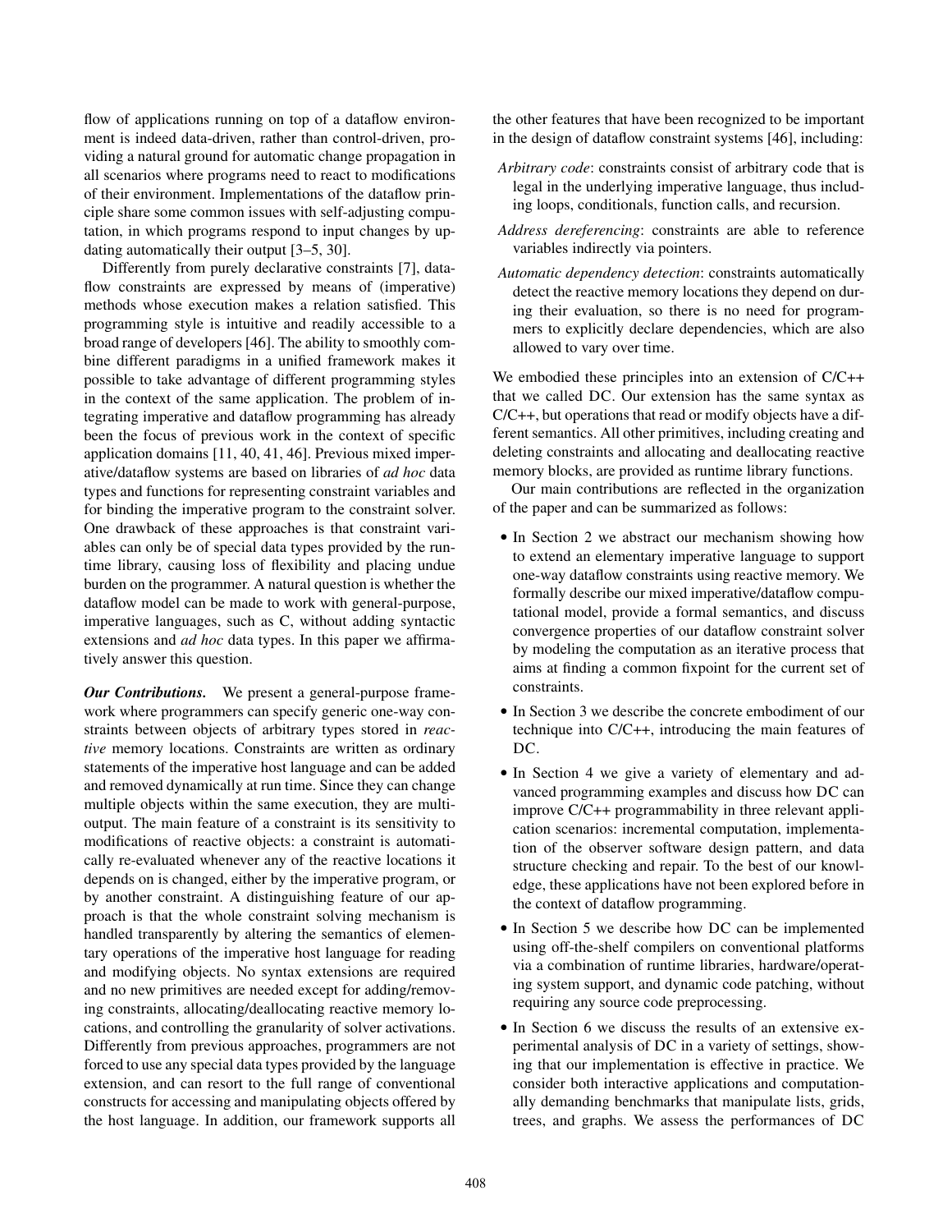flow of applications running on top of a dataflow environment is indeed data-driven, rather than control-driven, providing a natural ground for automatic change propagation in all scenarios where programs need to react to modifications of their environment. Implementations of the dataflow principle share some common issues with self-adjusting computation, in which programs respond to input changes by updating automatically their output [3–5, 30].

Differently from purely declarative constraints [7], dataflow constraints are expressed by means of (imperative) methods whose execution makes a relation satisfied. This programming style is intuitive and readily accessible to a broad range of developers [46]. The ability to smoothly combine different paradigms in a unified framework makes it possible to take advantage of different programming styles in the context of the same application. The problem of integrating imperative and dataflow programming has already been the focus of previous work in the context of specific application domains [11, 40, 41, 46]. Previous mixed imperative/dataflow systems are based on libraries of *ad hoc* data types and functions for representing constraint variables and for binding the imperative program to the constraint solver. One drawback of these approaches is that constraint variables can only be of special data types provided by the runtime library, causing loss of flexibility and placing undue burden on the programmer. A natural question is whether the dataflow model can be made to work with general-purpose, imperative languages, such as C, without adding syntactic extensions and *ad hoc* data types. In this paper we affirmatively answer this question.

***Our Contributions.*** We present a general-purpose framework where programmers can specify generic one-way constraints between objects of arbitrary types stored in *reactive* memory locations. Constraints are written as ordinary statements of the imperative host language and can be added and removed dynamically at run time. Since they can change multiple objects within the same execution, they are multi-output. The main feature of a constraint is its sensitivity to modifications of reactive objects: a constraint is automatically re-evaluated whenever any of the reactive locations it depends on is changed, either by the imperative program, or by another constraint. A distinguishing feature of our approach is that the whole constraint solving mechanism is handled transparently by altering the semantics of elementary operations of the imperative host language for reading and modifying objects. No syntax extensions are required and no new primitives are needed except for adding/removing constraints, allocating/deallocating reactive memory locations, and controlling the granularity of solver activations. Differently from previous approaches, programmers are not forced to use any special data types provided by the language extension, and can resort to the full range of conventional constructs for accessing and manipulating objects offered by the host language. In addition, our framework supports all the other features that have been recognized to be important in the design of dataflow constraint systems [46], including:

- *Arbitrary code*: constraints consist of arbitrary code that is legal in the underlying imperative language, thus including loops, conditionals, function calls, and recursion.
- *Address dereferencing*: constraints are able to reference variables indirectly via pointers.
- *Automatic dependency detection*: constraints automatically detect the reactive memory locations they depend on during their evaluation, so there is no need for programmers to explicitly declare dependencies, which are also allowed to vary over time.

We embodied these principles into an extension of C/C++ that we called DC. Our extension has the same syntax as C/C++, but operations that read or modify objects have a different semantics. All other primitives, including creating and deleting constraints and allocating and deallocating reactive memory blocks, are provided as runtime library functions.

Our main contributions are reflected in the organization of the paper and can be summarized as follows:

- In Section 2 we abstract our mechanism showing how to extend an elementary imperative language to support one-way dataflow constraints using reactive memory. We formally describe our mixed imperative/dataflow computational model, provide a formal semantics, and discuss convergence properties of our dataflow constraint solver by modeling the computation as an iterative process that aims at finding a common fixpoint for the current set of constraints.
- In Section 3 we describe the concrete embodiment of our technique into C/C++, introducing the main features of DC.
- In Section 4 we give a variety of elementary and advanced programming examples and discuss how DC can improve C/C++ programmability in three relevant application scenarios: incremental computation, implementation of the observer software design pattern, and data structure checking and repair. To the best of our knowledge, these applications have not been explored before in the context of dataflow programming.
- In Section 5 we describe how DC can be implemented using off-the-shelf compilers on conventional platforms via a combination of runtime libraries, hardware/operating system support, and dynamic code patching, without requiring any source code preprocessing.
- In Section 6 we discuss the results of an extensive experimental analysis of DC in a variety of settings, showing that our implementation is effective in practice. We consider both interactive applications and computationally demanding benchmarks that manipulate lists, grids, trees, and graphs. We assess the performances of DC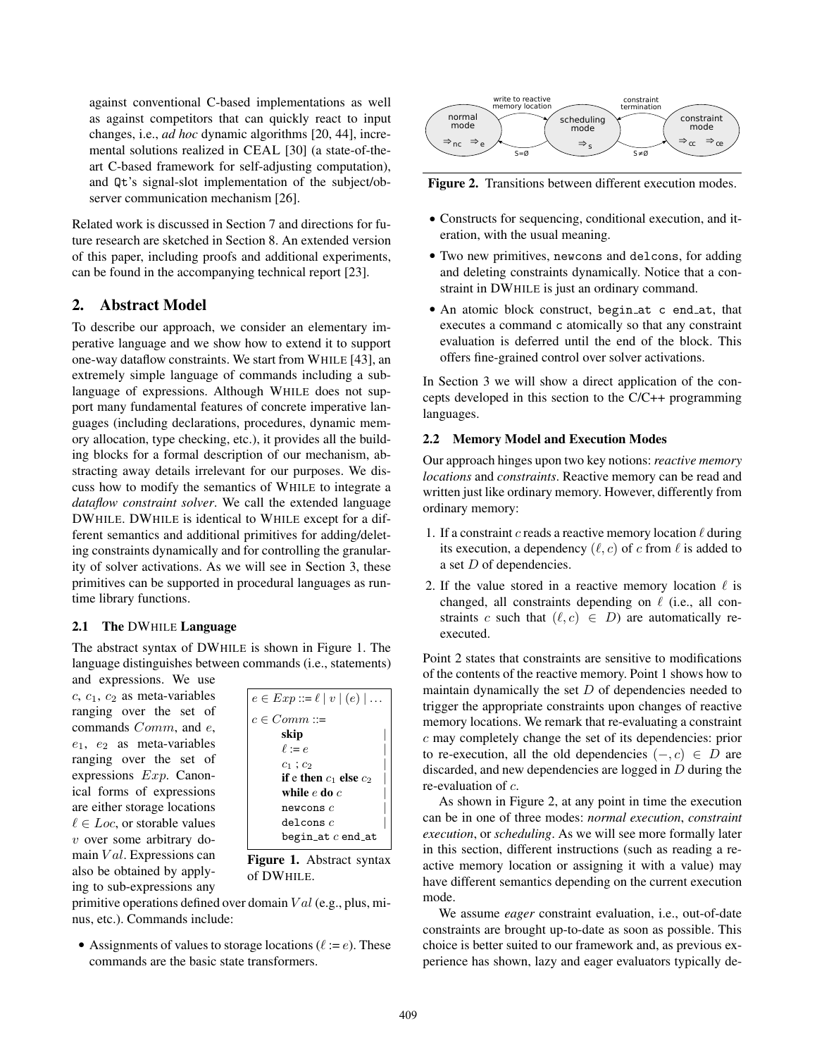against conventional C-based implementations as well as against competitors that can quickly react to input changes, i.e., *ad hoc* dynamic algorithms [20, 44], incremental solutions realized in CEAL [30] (a state-of-the-art C-based framework for self-adjusting computation), and Qt's signal-slot implementation of the subject/observer communication mechanism [26].

Related work is discussed in Section 7 and directions for future research are sketched in Section 8. An extended version of this paper, including proofs and additional experiments, can be found in the accompanying technical report [23].

## 2. Abstract Model

To describe our approach, we consider an elementary imperative language and we show how to extend it to support one-way dataflow constraints. We start from WHILE [43], an extremely simple language of commands including a sublanguage of expressions. Although WHILE does not support many fundamental features of concrete imperative languages (including declarations, procedures, dynamic memory allocation, type checking, etc.), it provides all the building blocks for a formal description of our mechanism, abstracting away details irrelevant for our purposes. We discuss how to modify the semantics of WHILE to integrate a *dataflow constraint solver*. We call the extended language DWHILE. DWHILE is identical to WHILE except for a different semantics and additional primitives for adding/deleting constraints dynamically and for controlling the granularity of solver activations. As we will see in Section 3, these primitives can be supported in procedural languages as runtime library functions.

### 2.1 The DWHILE Language

The abstract syntax of DWHILE is shown in Figure 1. The language distinguishes between commands (i.e., statements) and expressions. We use $c$, $c_1$, $c_2$ as meta-variables ranging over the set of commands $Comm$, and $e$, $e_1$, $e_2$ as meta-variables ranging over the set of expressions $Exp$. Canonical forms of expressions are either storage locations $\ell \in Loc$, or storable values $v$ over some arbitrary domain $Val$. Expressions can also be obtained by applying to sub-expressions any primitive operations defined over domain $Val$ (e.g., plus, minus, etc.). Commands include:

$e \in Exp ::= \ell \mid v \mid (e) \mid \ldots$

$c \in Comm ::=$
- **skip** |
- $\ell := e$ |
- $c_1 \, ; c_2$ |
- **if** e **then** $c_1$ **else** $c_2$ |
- **while** $e$ **do** $c$ |
- `newcons` $c$ |
- `delcons` $c$ |
- `begin_at` $c$ `end_at`

**Figure 1.** Abstract syntax of DWHILE.

- Assignments of values to storage locations ($\ell := e$). These commands are the basic state transformers.
- Constructs for sequencing, conditional execution, and iteration, with the usual meaning.
- Two new primitives, `newcons` and `delcons`, for adding and deleting constraints dynamically. Notice that a constraint in DWHILE is just an ordinary command.
- An atomic block construct, `begin_at c end_at`, that executes a command `c` atomically so that any constraint evaluation is deferred until the end of the block. This offers fine-grained control over solver activations.

In Section 3 we will show a direct application of the concepts developed in this section to the C/C++ programming languages.

**Figure 2.** Transitions between different execution modes.

### 2.2 Memory Model and Execution Modes

Our approach hinges upon two key notions: *reactive memory locations* and *constraints*. Reactive memory can be read and written just like ordinary memory. However, differently from ordinary memory:

1. If a constraint $c$ reads a reactive memory location $\ell$ during its execution, a dependency $(\ell, c)$ of $c$ from $\ell$ is added to a set $D$ of dependencies.
2. If the value stored in a reactive memory location $\ell$ is changed, all constraints depending on $\ell$ (i.e., all constraints $c$ such that $(\ell, c) \in D$) are automatically re-executed.

Point 2 states that constraints are sensitive to modifications of the contents of the reactive memory. Point 1 shows how to maintain dynamically the set $D$ of dependencies needed to trigger the appropriate constraints upon changes of reactive memory locations. We remark that re-evaluating a constraint $c$ may completely change the set of its dependencies: prior to re-execution, all the old dependencies $(-, c) \in D$ are discarded, and new dependencies are logged in $D$ during the re-evaluation of $c$.

As shown in Figure 2, at any point in time the execution can be in one of three modes: *normal execution*, *constraint execution*, or *scheduling*. As we will see more formally later in this section, different instructions (such as reading a reactive memory location or assigning it with a value) may have different semantics depending on the current execution mode.

We assume *eager* constraint evaluation, i.e., out-of-date constraints are brought up-to-date as soon as possible. This choice is better suited to our framework and, as previous experience has shown, lazy and eager evaluators typically de-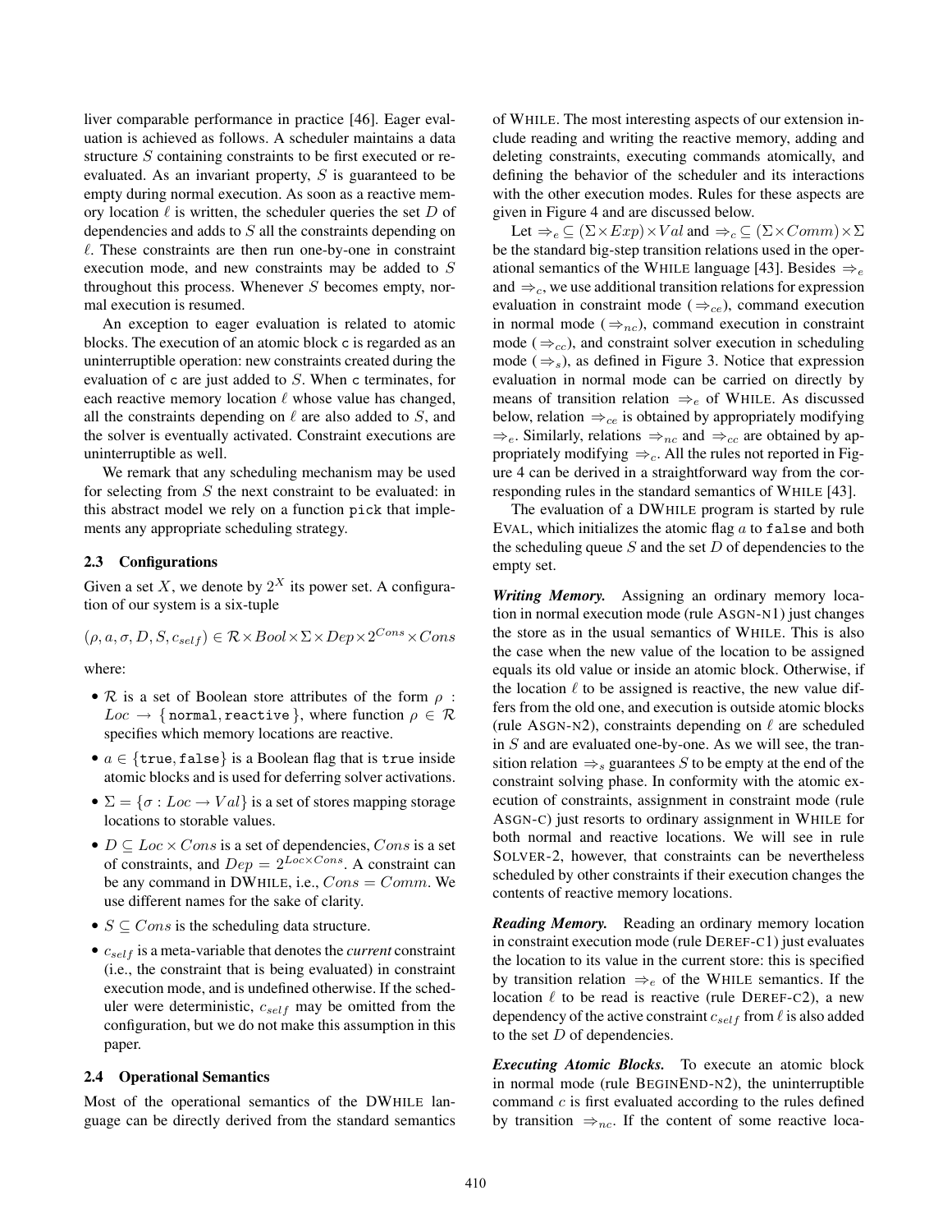liver comparable performance in practice [46]. Eager evaluation is achieved as follows. A scheduler maintains a data structure $S$ containing constraints to be first executed or re-evaluated. As an invariant property, $S$ is guaranteed to be empty during normal execution. As soon as a reactive memory location $\ell$ is written, the scheduler queries the set $D$ of dependencies and adds to $S$ all the constraints depending on $\ell$. These constraints are then run one-by-one in constraint execution mode, and new constraints may be added to $S$ throughout this process. Whenever $S$ becomes empty, normal execution is resumed.

An exception to eager evaluation is related to atomic blocks. The execution of an atomic block `c` is regarded as an uninterruptible operation: new constraints created during the evaluation of `c` are just added to $S$. When `c` terminates, for each reactive memory location $\ell$ whose value has changed, all the constraints depending on $\ell$ are also added to $S$, and the solver is eventually activated. Constraint executions are uninterruptible as well.

We remark that any scheduling mechanism may be used for selecting from $S$ the next constraint to be evaluated: in this abstract model we rely on a function `pick` that implements any appropriate scheduling strategy.

### 2.3 Configurations

Given a set $X$, we denote by $2^X$ its power set. A configuration of our system is a six-tuple

$$(\rho, a, \sigma, D, S, c_{self}) \in \mathcal{R} \times Bool \times \Sigma \times Dep \times 2^{Cons} \times Cons$$

where:

- $\mathcal{R}$ is a set of Boolean store attributes of the form $\rho : Loc \to \{\texttt{normal}, \texttt{reactive}\}$, where function $\rho \in \mathcal{R}$ specifies which memory locations are reactive.
- $a \in \{\texttt{true}, \texttt{false}\}$ is a Boolean flag that is `true` inside atomic blocks and is used for deferring solver activations.
- $\Sigma = \{\sigma : Loc \to Val\}$ is a set of stores mapping storage locations to storable values.
- $D \subseteq Loc \times Cons$ is a set of dependencies, $Cons$ is a set of constraints, and $Dep = 2^{Loc \times Cons}$. A constraint can be any command in DWHILE, i.e., $Cons = Comm$. We use different names for the sake of clarity.
- $S \subseteq Cons$ is the scheduling data structure.
- $c_{self}$ is a meta-variable that denotes the *current* constraint (i.e., the constraint that is being evaluated) in constraint execution mode, and is undefined otherwise. If the scheduler were deterministic, $c_{self}$ may be omitted from the configuration, but we do not make this assumption in this paper.

### 2.4 Operational Semantics

Most of the operational semantics of the DWHILE language can be directly derived from the standard semantics of WHILE. The most interesting aspects of our extension include reading and writing the reactive memory, adding and deleting constraints, executing commands atomically, and defining the behavior of the scheduler and its interactions with the other execution modes. Rules for these aspects are given in Figure 4 and are discussed below.

Let $\Rightarrow_e \subseteq (\Sigma \times Exp) \times Val$ and $\Rightarrow_c \subseteq (\Sigma \times Comm) \times \Sigma$ be the standard big-step transition relations used in the operational semantics of the WHILE language [43]. Besides $\Rightarrow_e$ and $\Rightarrow_c$, we use additional transition relations for expression evaluation in constraint mode ($\Rightarrow_{ce}$), command execution in normal mode ($\Rightarrow_{nc}$), command execution in constraint mode ($\Rightarrow_{cc}$), and constraint solver execution in scheduling mode ($\Rightarrow_s$), as defined in Figure 3. Notice that expression evaluation in normal mode can be carried on directly by means of transition relation $\Rightarrow_e$ of WHILE. As discussed below, relation $\Rightarrow_{ce}$ is obtained by appropriately modifying $\Rightarrow_e$. Similarly, relations $\Rightarrow_{nc}$ and $\Rightarrow_{cc}$ are obtained by appropriately modifying $\Rightarrow_c$. All the rules not reported in Figure 4 can be derived in a straightforward way from the corresponding rules in the standard semantics of WHILE [43].

The evaluation of a DWHILE program is started by rule EVAL, which initializes the atomic flag $a$ to `false` and both the scheduling queue $S$ and the set $D$ of dependencies to the empty set.

***Writing Memory.*** Assigning an ordinary memory location in normal execution mode (rule ASGN-N1) just changes the store as in the usual semantics of WHILE. This is also the case when the new value of the location to be assigned equals its old value or inside an atomic block. Otherwise, if the location $\ell$ to be assigned is reactive, the new value differs from the old one, and execution is outside atomic blocks (rule ASGN-N2), constraints depending on $\ell$ are scheduled in $S$ and are evaluated one-by-one. As we will see, the transition relation $\Rightarrow_s$ guarantees $S$ to be empty at the end of the constraint solving phase. In conformity with the atomic execution of constraints, assignment in constraint mode (rule ASGN-C) just resorts to ordinary assignment in WHILE for both normal and reactive locations. We will see in rule SOLVER-2, however, that constraints can be nevertheless scheduled by other constraints if their execution changes the contents of reactive memory locations.

***Reading Memory.*** Reading an ordinary memory location in constraint execution mode (rule DEREF-C1) just evaluates the location to its value in the current store: this is specified by transition relation $\Rightarrow_e$ of the WHILE semantics. If the location $\ell$ to be read is reactive (rule DEREF-C2), a new dependency of the active constraint $c_{self}$ from $\ell$ is also added to the set $D$ of dependencies.

***Executing Atomic Blocks.*** To execute an atomic block in normal mode (rule BEGINEND-N2), the uninterruptible command $c$ is first evaluated according to the rules defined by transition $\Rightarrow_{nc}$. If the content of some reactive loca-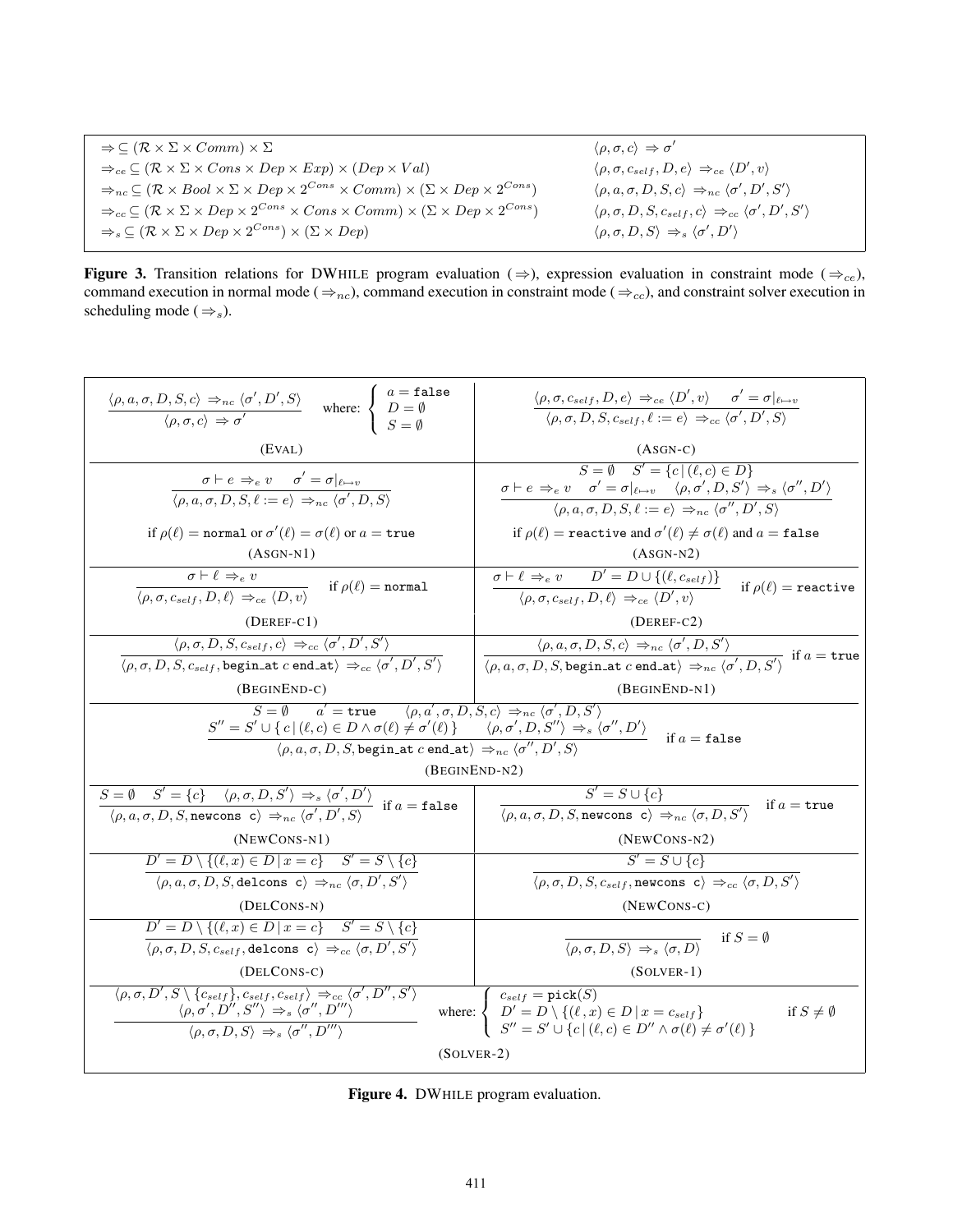$$\Rightarrow \subseteq (\mathcal{R} \times \Sigma \times Comm) \times \Sigma \qquad \langle \rho, \sigma, c \rangle \Rightarrow \sigma'$$

$$\Rightarrow_{ce} \subseteq (\mathcal{R} \times \Sigma \times Cons \times Dep \times Exp) \times (Dep \times Val) \qquad \langle \rho, \sigma, c_{self}, D, e \rangle \Rightarrow_{ce} \langle D', v \rangle$$

$$\Rightarrow_{nc} \subseteq (\mathcal{R} \times Bool \times \Sigma \times Dep \times 2^{Cons} \times Comm) \times (\Sigma \times Dep \times 2^{Cons}) \qquad \langle \rho, a, \sigma, D, S, c \rangle \Rightarrow_{nc} \langle \sigma', D', S' \rangle$$

$$\Rightarrow_{cc} \subseteq (\mathcal{R} \times \Sigma \times Dep \times 2^{Cons} \times Cons \times Comm) \times (\Sigma \times Dep \times 2^{Cons}) \qquad \langle \rho, \sigma, D, S, c_{self}, c \rangle \Rightarrow_{cc} \langle \sigma', D', S' \rangle$$

$$\Rightarrow_{s} \subseteq (\mathcal{R} \times \Sigma \times Dep \times 2^{Cons}) \times (\Sigma \times Dep) \qquad \langle \rho, \sigma, D, S \rangle \Rightarrow_{s} \langle \sigma', D' \rangle$$

**Figure 3.** Transition relations for DWHILE program evaluation ($\Rightarrow$), expression evaluation in constraint mode ($\Rightarrow_{ce}$), command execution in normal mode ($\Rightarrow_{nc}$), command execution in constraint mode ($\Rightarrow_{cc}$), and constraint solver execution in scheduling mode ($\Rightarrow_{s}$).

(EVAL)
$$\frac{\langle \rho, a, \sigma, D, S, c \rangle \Rightarrow_{nc} \langle \sigma', D', S \rangle}{\langle \rho, \sigma, c \rangle \Rightarrow \sigma'} \quad \text{where: } \begin{cases} a = \texttt{false} \\ D = \emptyset \\ S = \emptyset \end{cases}$$

(ASGN-C)
$$\frac{\langle \rho, \sigma, c_{self}, D, e \rangle \Rightarrow_{ce} \langle D', v \rangle \quad \sigma' = \sigma|_{\ell \mapsto v}}{\langle \rho, \sigma, D, S, c_{self}, \ell := e \rangle \Rightarrow_{cc} \langle \sigma', D', S \rangle}$$

(ASGN-N1)
$$\frac{\sigma \vdash e \Rightarrow_e v \quad \sigma' = \sigma|_{\ell \mapsto v}}{\langle \rho, a, \sigma, D, S, \ell := e \rangle \Rightarrow_{nc} \langle \sigma', D, S \rangle}$$
if $\rho(\ell) = \texttt{normal}$ or $\sigma'(\ell) = \sigma(\ell)$ or $a = \texttt{true}$

(ASGN-N2)
$$\frac{S = \emptyset \quad S' = \{c \mid (\ell, c) \in D\} \qquad \sigma \vdash e \Rightarrow_e v \quad \sigma' = \sigma|_{\ell \mapsto v} \quad \langle \rho, \sigma', D, S' \rangle \Rightarrow_s \langle \sigma'', D' \rangle}{\langle \rho, a, \sigma, D, S, \ell := e \rangle \Rightarrow_{nc} \langle \sigma'', D', S \rangle}$$
if $\rho(\ell) = \texttt{reactive}$ and $\sigma'(\ell) \neq \sigma(\ell)$ and $a = \texttt{false}$

(DEREF-C1)
$$\frac{\sigma \vdash \ell \Rightarrow_e v}{\langle \rho, \sigma, c_{self}, D, \ell \rangle \Rightarrow_{ce} \langle D, v \rangle} \quad \text{if } \rho(\ell) = \texttt{normal}$$

(DEREF-C2)
$$\frac{\sigma \vdash \ell \Rightarrow_e v \qquad D' = D \cup \{(\ell, c_{self})\}}{\langle \rho, \sigma, c_{self}, D, \ell \rangle \Rightarrow_{ce} \langle D', v \rangle} \quad \text{if } \rho(\ell) = \texttt{reactive}$$

(BEGINEND-C)
$$\frac{\langle \rho, \sigma, D, S, c_{self}, c \rangle \Rightarrow_{cc} \langle \sigma', D', S' \rangle}{\langle \rho, \sigma, D, S, c_{self}, \texttt{begin\_at } c \texttt{ end\_at} \rangle \Rightarrow_{cc} \langle \sigma', D', S' \rangle}$$

(BEGINEND-N1)
$$\frac{\langle \rho, a, \sigma, D, S, c \rangle \Rightarrow_{nc} \langle \sigma', D, S' \rangle}{\langle \rho, a, \sigma, D, S, \texttt{begin\_at } c \texttt{ end\_at} \rangle \Rightarrow_{nc} \langle \sigma', D, S' \rangle} \quad \text{if } a = \texttt{true}$$

(BEGINEND-N2)
$$\frac{S = \emptyset \qquad a' = \texttt{true} \qquad \langle \rho, a', \sigma, D, S, c \rangle \Rightarrow_{nc} \langle \sigma', D, S' \rangle \qquad S'' = S' \cup \{\, c \mid (\ell, c) \in D \wedge \sigma(\ell) \neq \sigma'(\ell) \,\} \qquad \langle \rho, \sigma', D, S'' \rangle \Rightarrow_s \langle \sigma'', D' \rangle}{\langle \rho, a, \sigma, D, S, \texttt{begin\_at } c \texttt{ end\_at} \rangle \Rightarrow_{nc} \langle \sigma'', D', S \rangle} \quad \text{if } a = \texttt{false}$$

(NEWCONS-N1)
$$\frac{S = \emptyset \quad S' = \{c\} \quad \langle \rho, \sigma, D, S' \rangle \Rightarrow_s \langle \sigma', D' \rangle}{\langle \rho, a, \sigma, D, S, \texttt{newcons c} \rangle \Rightarrow_{nc} \langle \sigma', D', S \rangle} \quad \text{if } a = \texttt{false}$$

(NEWCONS-N2)
$$\frac{S' = S \cup \{c\}}{\langle \rho, a, \sigma, D, S, \texttt{newcons c} \rangle \Rightarrow_{nc} \langle \sigma, D, S' \rangle} \quad \text{if } a = \texttt{true}$$

(DELCONS-N)
$$\frac{D' = D \setminus \{(\ell, x) \in D \mid x = c\} \quad S' = S \setminus \{c\}}{\langle \rho, a, \sigma, D, S, \texttt{delcons c} \rangle \Rightarrow_{nc} \langle \sigma, D', S' \rangle}$$

(NEWCONS-C)
$$\frac{S' = S \cup \{c\}}{\langle \rho, \sigma, D, S, c_{self}, \texttt{newcons c} \rangle \Rightarrow_{cc} \langle \sigma, D, S' \rangle}$$

(DELCONS-C)
$$\frac{D' = D \setminus \{(\ell, x) \in D \mid x = c\} \quad S' = S \setminus \{c\}}{\langle \rho, \sigma, D, S, c_{self}, \texttt{delcons c} \rangle \Rightarrow_{cc} \langle \sigma, D', S' \rangle}$$

(SOLVER-1)
$$\frac{}{\langle \rho, \sigma, D, S \rangle \Rightarrow_s \langle \sigma, D \rangle} \quad \text{if } S = \emptyset$$

(SOLVER-2)
$$\frac{\langle \rho, \sigma, D', S \setminus \{c_{self}\}, c_{self}, c_{self} \rangle \Rightarrow_{cc} \langle \sigma', D'', S' \rangle \qquad \langle \rho, \sigma', D'', S'' \rangle \Rightarrow_s \langle \sigma'', D''' \rangle}{\langle \rho, \sigma, D, S \rangle \Rightarrow_s \langle \sigma'', D''' \rangle} \quad \text{where: } \begin{cases} c_{self} = \texttt{pick}(S) \\ D' = D \setminus \{(\ell, x) \in D \mid x = c_{self}\} \\ S'' = S' \cup \{c \mid (\ell, c) \in D'' \wedge \sigma(\ell) \neq \sigma'(\ell)\,\} \end{cases} \quad \text{if } S \neq \emptyset$$

**Figure 4.** DWHILE program evaluation.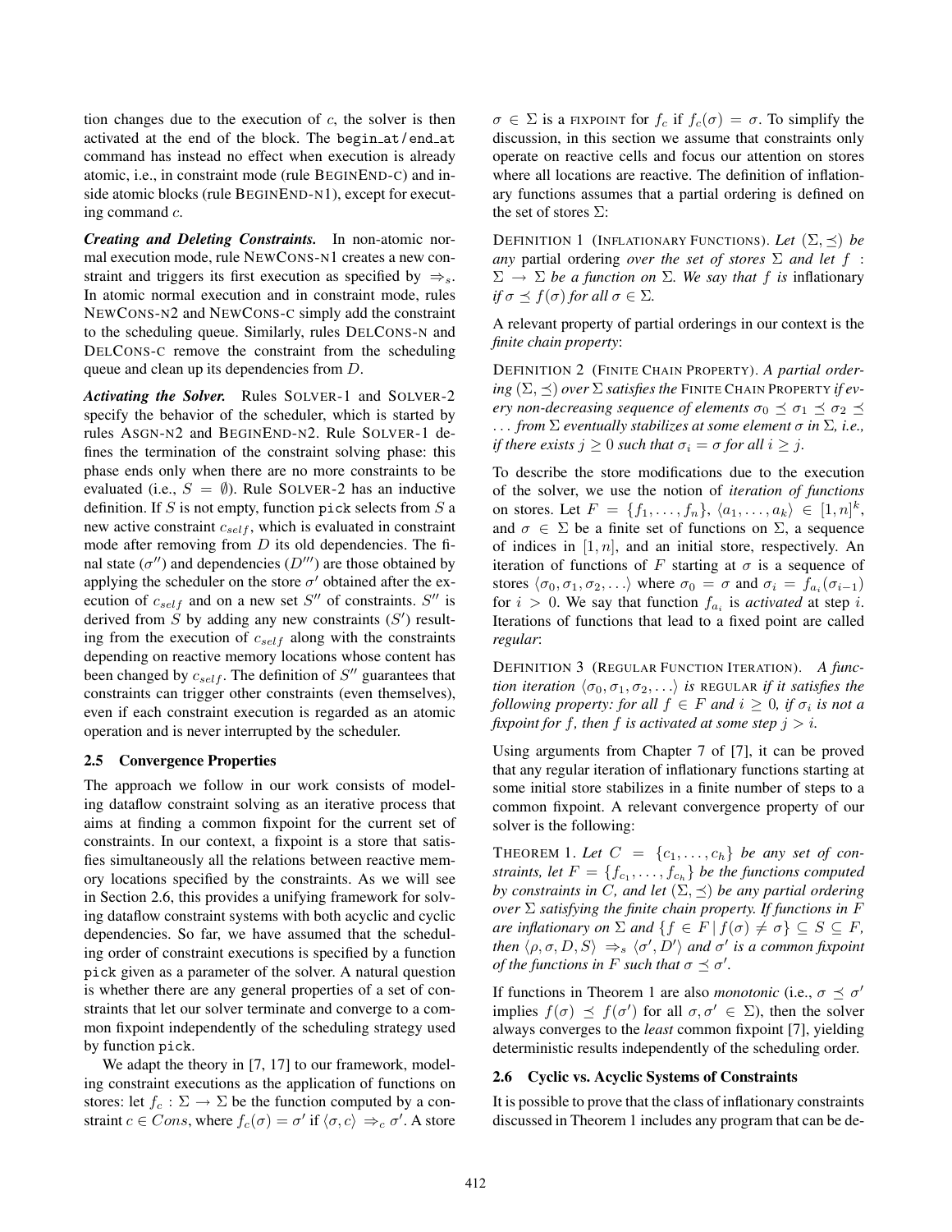tion changes due to the execution of $c$, the solver is then activated at the end of the block. The begin_at / end_at command has instead no effect when execution is already atomic, i.e., in constraint mode (rule BEGINEND-C) and inside atomic blocks (rule BEGINEND-N1), except for executing command $c$.

***Creating and Deleting Constraints.*** In non-atomic normal execution mode, rule NEWCONS-N1 creates a new constraint and triggers its first execution as specified by $\Rightarrow_s$. In atomic normal execution and in constraint mode, rules NEWCONS-N2 and NEWCONS-C simply add the constraint to the scheduling queue. Similarly, rules DELCONS-N and DELCONS-C remove the constraint from the scheduling queue and clean up its dependencies from $D$.

***Activating the Solver.*** Rules SOLVER-1 and SOLVER-2 specify the behavior of the scheduler, which is started by rules ASGN-N2 and BEGINEND-N2. Rule SOLVER-1 defines the termination of the constraint solving phase: this phase ends only when there are no more constraints to be evaluated (i.e., $S = \emptyset$). Rule SOLVER-2 has an inductive definition. If $S$ is not empty, function pick selects from $S$ a new active constraint $c_{self}$, which is evaluated in constraint mode after removing from $D$ its old dependencies. The final state ($\sigma''$) and dependencies ($D'''$) are those obtained by applying the scheduler on the store $\sigma'$ obtained after the execution of $c_{self}$ and on a new set $S''$ of constraints. $S''$ is derived from $S$ by adding any new constraints ($S'$) resulting from the execution of $c_{self}$ along with the constraints depending on reactive memory locations whose content has been changed by $c_{self}$. The definition of $S''$ guarantees that constraints can trigger other constraints (even themselves), even if each constraint execution is regarded as an atomic operation and is never interrupted by the scheduler.

### 2.5 Convergence Properties

The approach we follow in our work consists of modeling dataflow constraint solving as an iterative process that aims at finding a common fixpoint for the current set of constraints. In our context, a fixpoint is a store that satisfies simultaneously all the relations between reactive memory locations specified by the constraints. As we will see in Section 2.6, this provides a unifying framework for solving dataflow constraint systems with both acyclic and cyclic dependencies. So far, we have assumed that the scheduling order of constraint executions is specified by a function pick given as a parameter of the solver. A natural question is whether there are any general properties of a set of constraints that let our solver terminate and converge to a common fixpoint independently of the scheduling strategy used by function pick.

We adapt the theory in [7, 17] to our framework, modeling constraint executions as the application of functions on stores: let $f_c : \Sigma \to \Sigma$ be the function computed by a constraint $c \in Cons$, where $f_c(\sigma) = \sigma'$ if $\langle \sigma, c \rangle \Rightarrow_c \sigma'$. A store $\sigma \in \Sigma$ is a FIXPOINT for $f_c$ if $f_c(\sigma) = \sigma$. To simplify the discussion, in this section we assume that constraints only operate on reactive cells and focus our attention on stores where all locations are reactive. The definition of inflationary functions assumes that a partial ordering is defined on the set of stores $\Sigma$:

DEFINITION 1 (INFLATIONARY FUNCTIONS). *Let $(\Sigma, \preceq)$ be any* partial ordering *over the set of stores $\Sigma$ and let $f : \Sigma \to \Sigma$ be a function on $\Sigma$. We say that $f$ is* inflationary *if $\sigma \preceq f(\sigma)$ for all $\sigma \in \Sigma$.*

A relevant property of partial orderings in our context is the *finite chain property*:

DEFINITION 2 (FINITE CHAIN PROPERTY). *A partial ordering $(\Sigma, \preceq)$ over $\Sigma$ satisfies the* FINITE CHAIN PROPERTY *if every non-decreasing sequence of elements $\sigma_0 \preceq \sigma_1 \preceq \sigma_2 \preceq \ldots$ from $\Sigma$ eventually stabilizes at some element $\sigma$ in $\Sigma$, i.e., if there exists $j \geq 0$ such that $\sigma_i = \sigma$ for all $i \geq j$.*

To describe the store modifications due to the execution of the solver, we use the notion of *iteration of functions* on stores. Let $F = \{f_1, \ldots, f_n\}$, $\langle a_1, \ldots, a_k \rangle \in [1, n]^k$, and $\sigma \in \Sigma$ be a finite set of functions on $\Sigma$, a sequence of indices in $[1, n]$, and an initial store, respectively. An iteration of functions of $F$ starting at $\sigma$ is a sequence of stores $\langle \sigma_0, \sigma_1, \sigma_2, \ldots \rangle$ where $\sigma_0 = \sigma$ and $\sigma_i = f_{a_i}(\sigma_{i-1})$ for $i > 0$. We say that function $f_{a_i}$ is *activated* at step $i$. Iterations of functions that lead to a fixed point are called *regular*:

DEFINITION 3 (REGULAR FUNCTION ITERATION). *A function iteration $\langle \sigma_0, \sigma_1, \sigma_2, \ldots \rangle$ is* REGULAR *if it satisfies the following property: for all $f \in F$ and $i \geq 0$, if $\sigma_i$ is not a fixpoint for $f$, then $f$ is activated at some step $j > i$.*

Using arguments from Chapter 7 of [7], it can be proved that any regular iteration of inflationary functions starting at some initial store stabilizes in a finite number of steps to a common fixpoint. A relevant convergence property of our solver is the following:

THEOREM 1. *Let $C = \{c_1, \ldots, c_h\}$ be any set of constraints, let $F = \{f_{c_1}, \ldots, f_{c_h}\}$ be the functions computed by constraints in $C$, and let $(\Sigma, \preceq)$ be any partial ordering over $\Sigma$ satisfying the finite chain property. If functions in $F$ are inflationary on $\Sigma$ and $\{f \in F \mid f(\sigma) \neq \sigma\} \subseteq S \subseteq F$, then $\langle \rho, \sigma, D, S \rangle \Rightarrow_s \langle \sigma', D' \rangle$ and $\sigma'$ is a common fixpoint of the functions in $F$ such that $\sigma \preceq \sigma'$.*

If functions in Theorem 1 are also *monotonic* (i.e., $\sigma \preceq \sigma'$ implies $f(\sigma) \preceq f(\sigma')$ for all $\sigma, \sigma' \in \Sigma$), then the solver always converges to the *least* common fixpoint [7], yielding deterministic results independently of the scheduling order.

### 2.6 Cyclic vs. Acyclic Systems of Constraints

It is possible to prove that the class of inflationary constraints discussed in Theorem 1 includes any program that can be de-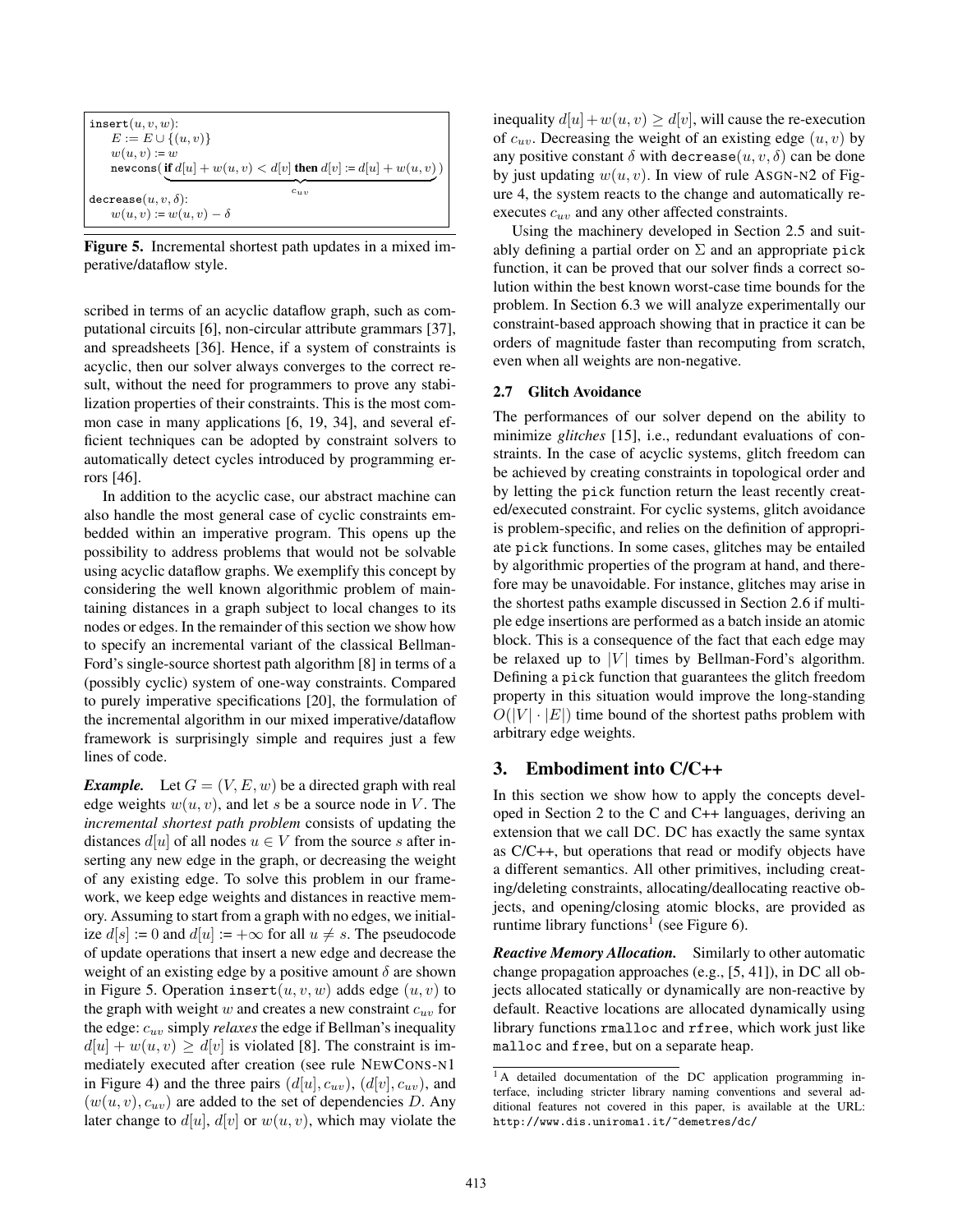```
insert(u, v, w):
    E := E ∪ {(u, v)}
    w(u, v) := w
    newcons( if d[u] + w(u, v) < d[v] then d[v] := d[u] + w(u, v) )   // c_uv
decrease(u, v, δ):
    w(u, v) := w(u, v) − δ
```

**Figure 5.** Incremental shortest path updates in a mixed imperative/dataflow style.

scribed in terms of an acyclic dataflow graph, such as computational circuits [6], non-circular attribute grammars [37], and spreadsheets [36]. Hence, if a system of constraints is acyclic, then our solver always converges to the correct result, without the need for programmers to prove any stabilization properties of their constraints. This is the most common case in many applications [6, 19, 34], and several efficient techniques can be adopted by constraint solvers to automatically detect cycles introduced by programming errors [46].

In addition to the acyclic case, our abstract machine can also handle the most general case of cyclic constraints embedded within an imperative program. This opens up the possibility to address problems that would not be solvable using acyclic dataflow graphs. We exemplify this concept by considering the well known algorithmic problem of maintaining distances in a graph subject to local changes to its nodes or edges. In the remainder of this section we show how to specify an incremental variant of the classical Bellman-Ford's single-source shortest path algorithm [8] in terms of a (possibly cyclic) system of one-way constraints. Compared to purely imperative specifications [20], the formulation of the incremental algorithm in our mixed imperative/dataflow framework is surprisingly simple and requires just a few lines of code.

***Example.*** Let $G = (V, E, w)$ be a directed graph with real edge weights $w(u, v)$, and let $s$ be a source node in $V$. The *incremental shortest path problem* consists of updating the distances $d[u]$ of all nodes $u \in V$ from the source $s$ after inserting any new edge in the graph, or decreasing the weight of any existing edge. To solve this problem in our framework, we keep edge weights and distances in reactive memory. Assuming to start from a graph with no edges, we initialize $d[s] := 0$ and $d[u] := +\infty$ for all $u \neq s$. The pseudocode of update operations that insert a new edge and decrease the weight of an existing edge by a positive amount $\delta$ are shown in Figure 5. Operation insert$(u, v, w)$ adds edge $(u, v)$ to the graph with weight $w$ and creates a new constraint $c_{uv}$ for the edge: $c_{uv}$ simply *relaxes* the edge if Bellman's inequality $d[u] + w(u, v) \geq d[v]$ is violated [8]. The constraint is immediately executed after creation (see rule NEWCONS-N1 in Figure 4) and the three pairs $(d[u], c_{uv})$, $(d[v], c_{uv})$, and $(w(u, v), c_{uv})$ are added to the set of dependencies $D$. Any later change to $d[u]$, $d[v]$ or $w(u, v)$, which may violate the inequality $d[u] + w(u, v) \geq d[v]$, will cause the re-execution of $c_{uv}$. Decreasing the weight of an existing edge $(u, v)$ by any positive constant $\delta$ with decrease$(u, v, \delta)$ can be done by just updating $w(u, v)$. In view of rule ASGN-N2 of Figure 4, the system reacts to the change and automatically re-executes $c_{uv}$ and any other affected constraints.

Using the machinery developed in Section 2.5 and suitably defining a partial order on $\Sigma$ and an appropriate pick function, it can be proved that our solver finds a correct solution within the best known worst-case time bounds for the problem. In Section 6.3 we will analyze experimentally our constraint-based approach showing that in practice it can be orders of magnitude faster than recomputing from scratch, even when all weights are non-negative.

### 2.7 Glitch Avoidance

The performances of our solver depend on the ability to minimize *glitches* [15], i.e., redundant evaluations of constraints. In the case of acyclic systems, glitch freedom can be achieved by creating constraints in topological order and by letting the pick function return the least recently created/executed constraint. For cyclic systems, glitch avoidance is problem-specific, and relies on the definition of appropriate pick functions. In some cases, glitches may be entailed by algorithmic properties of the program at hand, and therefore may be unavoidable. For instance, glitches may arise in the shortest paths example discussed in Section 2.6 if multiple edge insertions are performed as a batch inside an atomic block. This is a consequence of the fact that each edge may be relaxed up to $|V|$ times by Bellman-Ford's algorithm. Defining a pick function that guarantees the glitch freedom property in this situation would improve the long-standing $O(|V| \cdot |E|)$ time bound of the shortest paths problem with arbitrary edge weights.

## 3. Embodiment into C/C++

In this section we show how to apply the concepts developed in Section 2 to the C and C++ languages, deriving an extension that we call DC. DC has exactly the same syntax as C/C++, but operations that read or modify objects have a different semantics. All other primitives, including creating/deleting constraints, allocating/deallocating reactive objects, and opening/closing atomic blocks, are provided as runtime library functions[1] (see Figure 6).

***Reactive Memory Allocation.*** Similarly to other automatic change propagation approaches (e.g., [5, 41]), in DC all objects allocated statically or dynamically are non-reactive by default. Reactive locations are allocated dynamically using library functions rmalloc and rfree, which work just like malloc and free, but on a separate heap.

[1] A detailed documentation of the DC application programming interface, including stricter library naming conventions and several additional features not covered in this paper, is available at the URL: http://www.dis.uniroma1.it/~demetres/dc/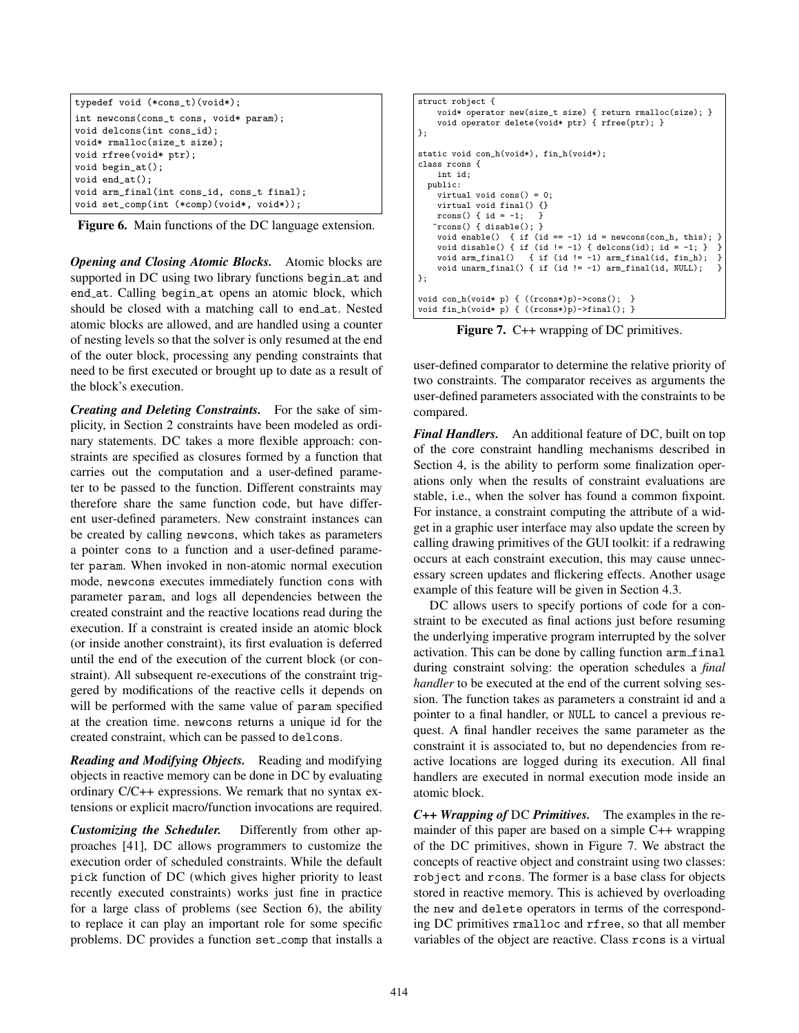```
typedef void (*cons_t)(void*);
int newcons(cons_t cons, void* param);
void delcons(int cons_id);
void* rmalloc(size_t size);
void rfree(void* ptr);
void begin_at();
void end_at();
void arm_final(int cons_id, cons_t final);
void set_comp(int (*comp)(void*, void*));
```

**Figure 6.** Main functions of the DC language extension.

***Opening and Closing Atomic Blocks.*** Atomic blocks are supported in DC using two library functions begin_at and end_at. Calling begin_at opens an atomic block, which should be closed with a matching call to end_at. Nested atomic blocks are allowed, and are handled using a counter of nesting levels so that the solver is only resumed at the end of the outer block, processing any pending constraints that need to be first executed or brought up to date as a result of the block's execution.

***Creating and Deleting Constraints.*** For the sake of simplicity, in Section 2 constraints have been modeled as ordinary statements. DC takes a more flexible approach: constraints are specified as closures formed by a function that carries out the computation and a user-defined parameter to be passed to the function. Different constraints may therefore share the same function code, but have different user-defined parameters. New constraint instances can be created by calling `newcons`, which takes as parameters a pointer `cons` to a function and a user-defined parameter `param`. When invoked in non-atomic normal execution mode, `newcons` executes immediately function `cons` with parameter `param`, and logs all dependencies between the created constraint and the reactive locations read during the execution. If a constraint is created inside an atomic block (or inside another constraint), its first evaluation is deferred until the end of the execution of the current block (or constraint). All subsequent re-executions of the constraint triggered by modifications of the reactive cells it depends on will be performed with the same value of `param` specified at the creation time. `newcons` returns a unique id for the created constraint, which can be passed to `delcons`.

***Reading and Modifying Objects.*** Reading and modifying objects in reactive memory can be done in DC by evaluating ordinary C/C++ expressions. We remark that no syntax extensions or explicit macro/function invocations are required.

***Customizing the Scheduler.*** Differently from other approaches [41], DC allows programmers to customize the execution order of scheduled constraints. While the default `pick` function of DC (which gives higher priority to least recently executed constraints) works just fine in practice for a large class of problems (see Section 6), the ability to replace it can play an important role for some specific problems. DC provides a function set_comp that installs a

```
struct robject {
    void* operator new(size_t size) { return rmalloc(size); }
    void operator delete(void* ptr) { rfree(ptr); }
};

static void con_h(void*), fin_h(void*);
class rcons {
    int id;
  public:
    virtual void cons() = 0;
    virtual void final() {}
    rcons() { id = -1;   }
   ~rcons() { disable(); }
    void enable()  { if (id == -1) id = newcons(con_h, this); }
    void disable() { if (id != -1) { delcons(id); id = -1; }  }
    void arm_final()   { if (id != -1) arm_final(id, fin_h);  }
    void unarm_final() { if (id != -1) arm_final(id, NULL);   }
};

void con_h(void* p) { ((rcons*)p)->cons();  }
void fin_h(void* p) { ((rcons*)p)->final(); }
```

**Figure 7.** C++ wrapping of DC primitives.

user-defined comparator to determine the relative priority of two constraints. The comparator receives as arguments the user-defined parameters associated with the constraints to be compared.

***Final Handlers.*** An additional feature of DC, built on top of the core constraint handling mechanisms described in Section 4, is the ability to perform some finalization operations only when the results of constraint evaluations are stable, i.e., when the solver has found a common fixpoint. For instance, a constraint computing the attribute of a widget in a graphic user interface may also update the screen by calling drawing primitives of the GUI toolkit: if a redrawing occurs at each constraint execution, this may cause unnecessary screen updates and flickering effects. Another usage example of this feature will be given in Section 4.3.

DC allows users to specify portions of code for a constraint to be executed as final actions just before resuming the underlying imperative program interrupted by the solver activation. This can be done by calling function arm_final during constraint solving: the operation schedules a *final handler* to be executed at the end of the current solving session. The function takes as parameters a constraint id and a pointer to a final handler, or `NULL` to cancel a previous request. A final handler receives the same parameter as the constraint it is associated to, but no dependencies from reactive locations are logged during its execution. All final handlers are executed in normal execution mode inside an atomic block.

***C++ Wrapping of* DC *Primitives.*** The examples in the remainder of this paper are based on a simple C++ wrapping of the DC primitives, shown in Figure 7. We abstract the concepts of reactive object and constraint using two classes: `robject` and `rcons`. The former is a base class for objects stored in reactive memory. This is achieved by overloading the `new` and `delete` operators in terms of the corresponding DC primitives `rmalloc` and `rfree`, so that all member variables of the object are reactive. Class `rcons` is a virtual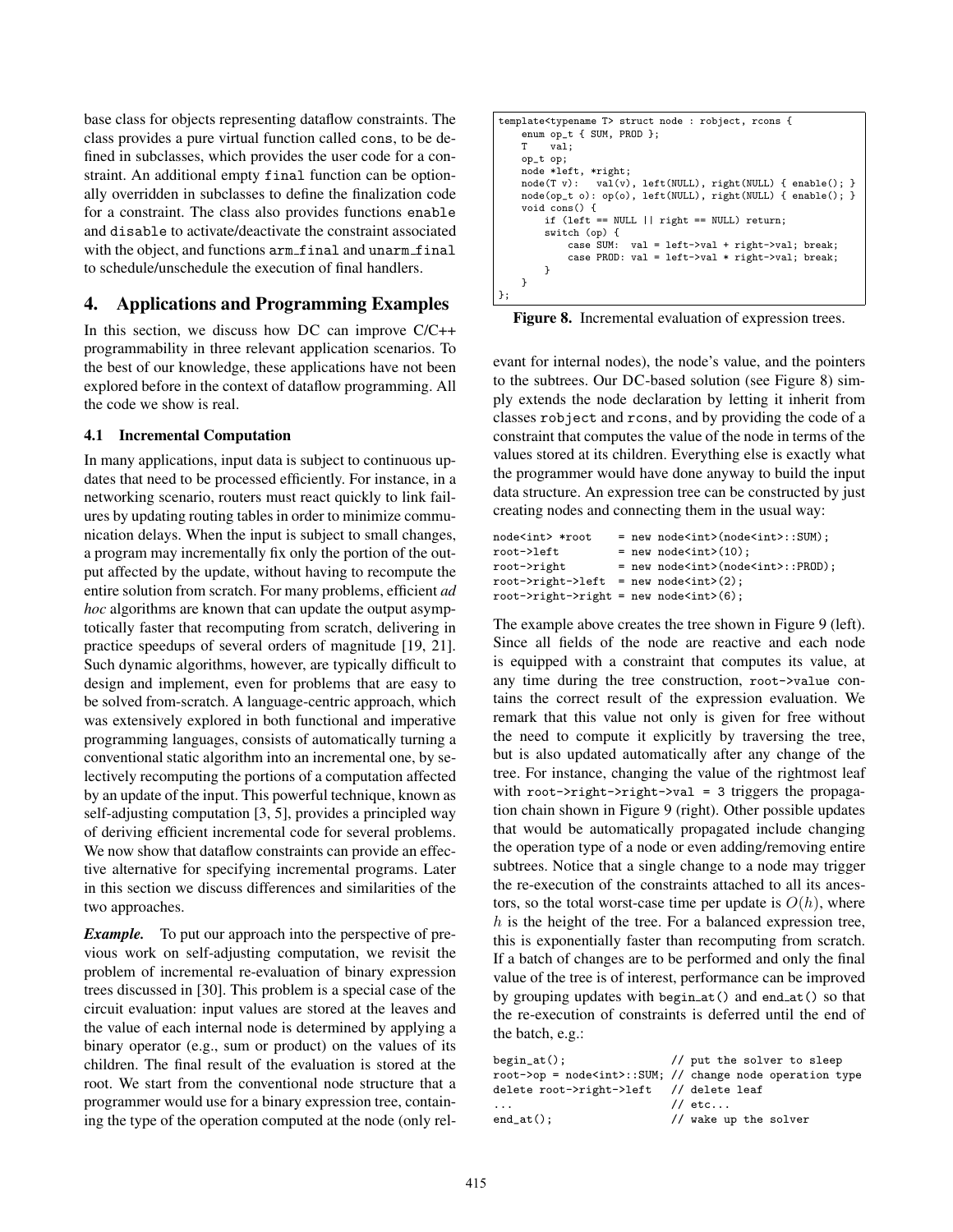base class for objects representing dataflow constraints. The class provides a pure virtual function called `cons`, to be defined in subclasses, which provides the user code for a constraint. An additional empty `final` function can be optionally overridden in subclasses to define the finalization code for a constraint. The class also provides functions `enable` and `disable` to activate/deactivate the constraint associated with the object, and functions `arm_final` and `unarm_final` to schedule/unschedule the execution of final handlers.

## 4. Applications and Programming Examples

In this section, we discuss how DC can improve C/C++ programmability in three relevant application scenarios. To the best of our knowledge, these applications have not been explored before in the context of dataflow programming. All the code we show is real.

### 4.1 Incremental Computation

In many applications, input data is subject to continuous updates that need to be processed efficiently. For instance, in a networking scenario, routers must react quickly to link failures by updating routing tables in order to minimize communication delays. When the input is subject to small changes, a program may incrementally fix only the portion of the output affected by the update, without having to recompute the entire solution from scratch. For many problems, efficient *ad hoc* algorithms are known that can update the output asymptotically faster that recomputing from scratch, delivering in practice speedups of several orders of magnitude [19, 21]. Such dynamic algorithms, however, are typically difficult to design and implement, even for problems that are easy to be solved from-scratch. A language-centric approach, which was extensively explored in both functional and imperative programming languages, consists of automatically turning a conventional static algorithm into an incremental one, by selectively recomputing the portions of a computation affected by an update of the input. This powerful technique, known as self-adjusting computation [3, 5], provides a principled way of deriving efficient incremental code for several problems. We now show that dataflow constraints can provide an effective alternative for specifying incremental programs. Later in this section we discuss differences and similarities of the two approaches.

***Example.*** To put our approach into the perspective of previous work on self-adjusting computation, we revisit the problem of incremental re-evaluation of binary expression trees discussed in [30]. This problem is a special case of the circuit evaluation: input values are stored at the leaves and the value of each internal node is determined by applying a binary operator (e.g., sum or product) on the values of its children. The final result of the evaluation is stored at the root. We start from the conventional node structure that a programmer would use for a binary expression tree, containing the type of the operation computed at the node (only relevant for internal nodes), the node's value, and the pointers to the subtrees. Our DC-based solution (see Figure 8) simply extends the node declaration by letting it inherit from classes `robject` and `rcons`, and by providing the code of a constraint that computes the value of the node in terms of the values stored at its children. Everything else is exactly what the programmer would have done anyway to build the input data structure. An expression tree can be constructed by just creating nodes and connecting them in the usual way:

```
template<typename T> struct node : robject, rcons {
    enum op_t { SUM, PROD };
    T    val;
    op_t op;
    node *left, *right;
    node(T v):   val(v), left(NULL), right(NULL) { enable(); }
    node(op_t o): op(o), left(NULL), right(NULL) { enable(); }
    void cons() {
        if (left == NULL || right == NULL) return;
        switch (op) {
            case SUM:  val = left->val + right->val; break;
            case PROD: val = left->val * right->val; break;
        }
    }
};
```

**Figure 8.** Incremental evaluation of expression trees.

```
node<int> *root    = new node<int>(node<int>::SUM);
root->left         = new node<int>(10);
root->right        = new node<int>(node<int>::PROD);
root->right->left  = new node<int>(2);
root->right->right = new node<int>(6);
```

The example above creates the tree shown in Figure 9 (left). Since all fields of the node are reactive and each node is equipped with a constraint that computes its value, at any time during the tree construction, `root->value` contains the correct result of the expression evaluation. We remark that this value not only is given for free without the need to compute it explicitly by traversing the tree, but is also updated automatically after any change of the tree. For instance, changing the value of the rightmost leaf with `root->right->right->val = 3` triggers the propagation chain shown in Figure 9 (right). Other possible updates that would be automatically propagated include changing the operation type of a node or even adding/removing entire subtrees. Notice that a single change to a node may trigger the re-execution of the constraints attached to all its ancestors, so the total worst-case time per update is $O(h)$, where $h$ is the height of the tree. For a balanced expression tree, this is exponentially faster than recomputing from scratch. If a batch of changes are to be performed and only the final value of the tree is of interest, performance can be improved by grouping updates with `begin_at()` and `end_at()` so that the re-execution of constraints is deferred until the end of the batch, e.g.:

```
begin_at();                   // put the solver to sleep
root->op = node<int>::SUM;    // change node operation type
delete root->right->left      // delete leaf
...                           // etc...
end_at();                     // wake up the solver
```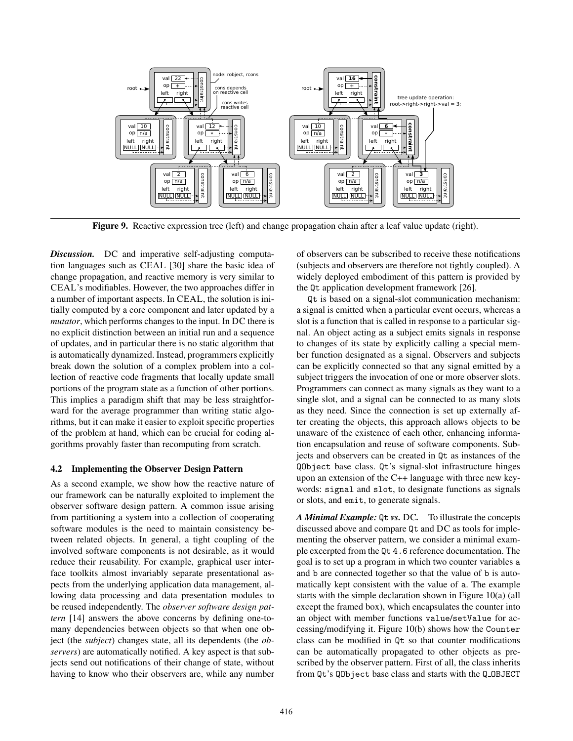root

val 22
op +
left right
constraint

node: robject, rcons

cons depends on reactive cell

cons writes reactive cell

val 10
op n/a
left right
NULL NULL
constraint

val 12
op *
left right
constraint

val 2
op n/a
left right
NULL NULL
constraint

val 6
op n/a
left right
NULL NULL
constraint

root

val 16
op +
left right
constraint

tree update operation:
root->right->right->val = 3;

val 10
op n/a
left right
NULL NULL
constraint

val 6
op *
left right
constraint

val 2
op n/a
left right
NULL NULL
constraint

val 3
op n/a
left right
NULL NULL
constraint

**Figure 9.** Reactive expression tree (left) and change propagation chain after a leaf value update (right).

***Discussion.*** DC and imperative self-adjusting computation languages such as CEAL [30] share the basic idea of change propagation, and reactive memory is very similar to CEAL's modifiables. However, the two approaches differ in a number of important aspects. In CEAL, the solution is initially computed by a core component and later updated by a *mutator*, which performs changes to the input. In DC there is no explicit distinction between an initial run and a sequence of updates, and in particular there is no static algorithm that is automatically dynamized. Instead, programmers explicitly break down the solution of a complex problem into a collection of reactive code fragments that locally update small portions of the program state as a function of other portions. This implies a paradigm shift that may be less straightforward for the average programmer than writing static algorithms, but it can make it easier to exploit specific properties of the problem at hand, which can be crucial for coding algorithms provably faster than recomputing from scratch.

### 4.2 Implementing the Observer Design Pattern

As a second example, we show how the reactive nature of our framework can be naturally exploited to implement the observer software design pattern. A common issue arising from partitioning a system into a collection of cooperating software modules is the need to maintain consistency between related objects. In general, a tight coupling of the involved software components is not desirable, as it would reduce their reusability. For example, graphical user interface toolkits almost invariably separate presentational aspects from the underlying application data management, allowing data processing and data presentation modules to be reused independently. The *observer software design pattern* [14] answers the above concerns by defining one-to-many dependencies between objects so that when one object (the *subject*) changes state, all its dependents (the *observers*) are automatically notified. A key aspect is that subjects send out notifications of their change of state, without having to know who their observers are, while any number of observers can be subscribed to receive these notifications (subjects and observers are therefore not tightly coupled). A widely deployed embodiment of this pattern is provided by the `Qt` application development framework [26].

`Qt` is based on a signal-slot communication mechanism: a signal is emitted when a particular event occurs, whereas a slot is a function that is called in response to a particular signal. An object acting as a subject emits signals in response to changes of its state by explicitly calling a special member function designated as a signal. Observers and subjects can be explicitly connected so that any signal emitted by a subject triggers the invocation of one or more observer slots. Programmers can connect as many signals as they want to a single slot, and a signal can be connected to as many slots as they need. Since the connection is set up externally after creating the objects, this approach allows objects to be unaware of the existence of each other, enhancing information encapsulation and reuse of software components. Subjects and observers can be created in `Qt` as instances of the `QObject` base class. `Qt`'s signal-slot infrastructure hinges upon an extension of the C++ language with three new keywords: `signal` and `slot`, to designate functions as signals or slots, and `emit`, to generate signals.

***A Minimal Example:* `Qt` *vs.* DC.** To illustrate the concepts discussed above and compare `Qt` and DC as tools for implementing the observer pattern, we consider a minimal example excerpted from the `Qt 4.6` reference documentation. The goal is to set up a program in which two counter variables `a` and `b` are connected together so that the value of `b` is automatically kept consistent with the value of `a`. The example starts with the simple declaration shown in Figure 10(a) (all except the framed box), which encapsulates the counter into an object with member functions `value`/`setValue` for accessing/modifying it. Figure 10(b) shows how the `Counter` class can be modified in `Qt` so that counter modifications can be automatically propagated to other objects as prescribed by the observer pattern. First of all, the class inherits from `Qt`'s `QObject` base class and starts with the `Q_OBJECT`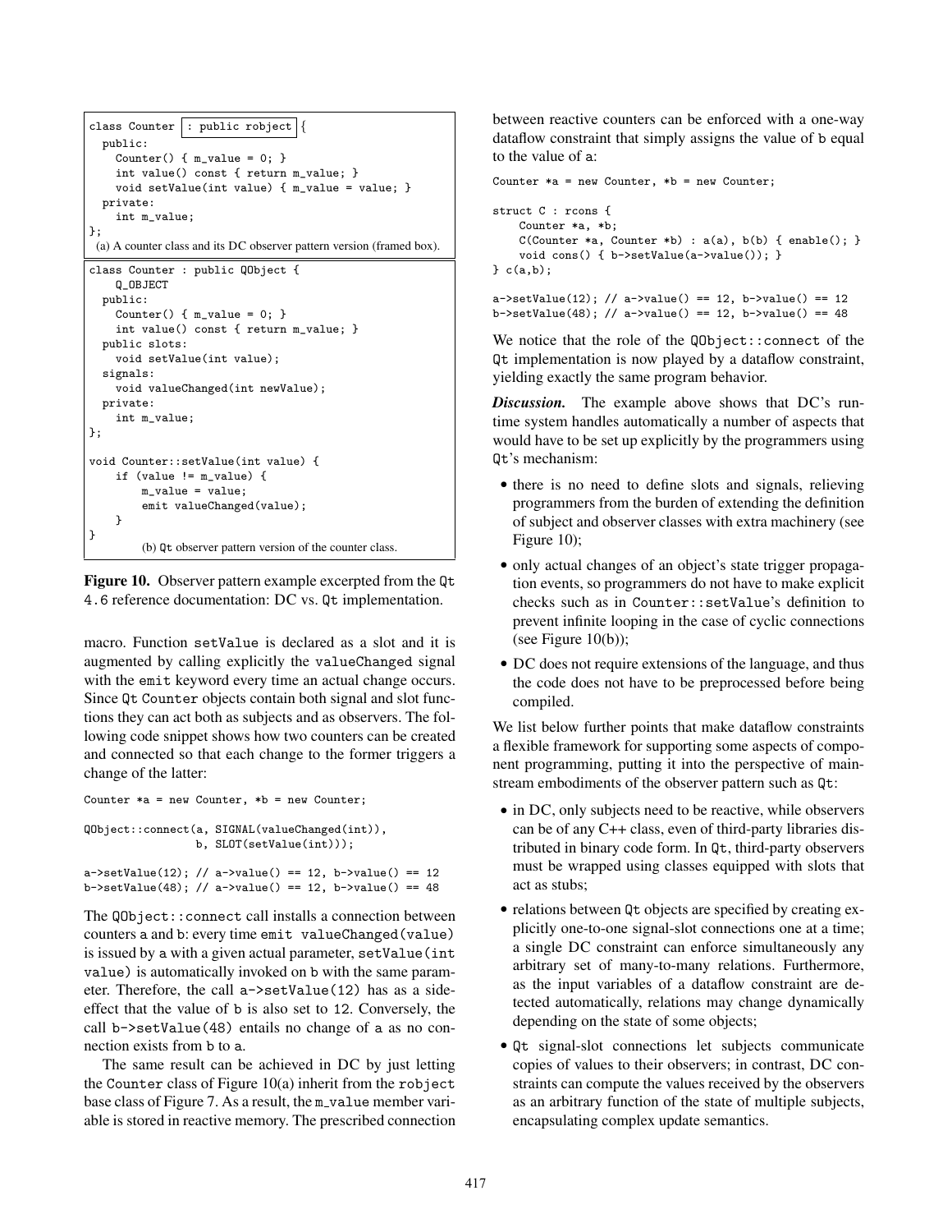```
class Counter : public robject {
  public:
    Counter() { m_value = 0; }
    int value() const { return m_value; }
    void setValue(int value) { m_value = value; }
  private:
    int m_value;
};
```

(a) A counter class and its DC observer pattern version (framed box).

```
class Counter : public QObject {
    Q_OBJECT
  public:
    Counter() { m_value = 0; }
    int value() const { return m_value; }
  public slots:
    void setValue(int value);
  signals:
    void valueChanged(int newValue);
  private:
    int m_value;
};

void Counter::setValue(int value) {
    if (value != m_value) {
        m_value = value;
        emit valueChanged(value);
    }
}
```

(b) Qt observer pattern version of the counter class.

**Figure 10.** Observer pattern example excerpted from the Qt 4.6 reference documentation: DC vs. Qt implementation.

macro. Function `setValue` is declared as a slot and it is augmented by calling explicitly the `valueChanged` signal with the `emit` keyword every time an actual change occurs. Since Qt `Counter` objects contain both signal and slot functions they can act both as subjects and as observers. The following code snippet shows how two counters can be created and connected so that each change to the former triggers a change of the latter:

```
Counter *a = new Counter, *b = new Counter;

QObject::connect(a, SIGNAL(valueChanged(int)),
                 b, SLOT(setValue(int)));

a->setValue(12); // a->value() == 12, b->value() == 12
b->setValue(48); // a->value() == 12, b->value() == 48
```

The `QObject::connect` call installs a connection between counters a and b: every time `emit valueChanged(value)` is issued by a with a given actual parameter, `setValue(int value)` is automatically invoked on b with the same parameter. Therefore, the call `a->setValue(12)` has as a side-effect that the value of b is also set to 12. Conversely, the call `b->setValue(48)` entails no change of a as no connection exists from b to a.

The same result can be achieved in DC by just letting the `Counter` class of Figure 10(a) inherit from the `robject` base class of Figure 7. As a result, the `m_value` member variable is stored in reactive memory. The prescribed connection between reactive counters can be enforced with a one-way dataflow constraint that simply assigns the value of b equal to the value of a:

```
Counter *a = new Counter, *b = new Counter;

struct C : rcons {
    Counter *a, *b;
    C(Counter *a, Counter *b) : a(a), b(b) { enable(); }
    void cons() { b->setValue(a->value()); }
} c(a,b);

a->setValue(12); // a->value() == 12, b->value() == 12
b->setValue(48); // a->value() == 12, b->value() == 48
```

We notice that the role of the `QObject::connect` of the Qt implementation is now played by a dataflow constraint, yielding exactly the same program behavior.

***Discussion.*** The example above shows that DC's runtime system handles automatically a number of aspects that would have to be set up explicitly by the programmers using Qt's mechanism:

- there is no need to define slots and signals, relieving programmers from the burden of extending the definition of subject and observer classes with extra machinery (see Figure 10);
- only actual changes of an object's state trigger propagation events, so programmers do not have to make explicit checks such as in `Counter::setValue`'s definition to prevent infinite looping in the case of cyclic connections (see Figure 10(b));
- DC does not require extensions of the language, and thus the code does not have to be preprocessed before being compiled.

We list below further points that make dataflow constraints a flexible framework for supporting some aspects of component programming, putting it into the perspective of mainstream embodiments of the observer pattern such as Qt:

- in DC, only subjects need to be reactive, while observers can be of any C++ class, even of third-party libraries distributed in binary code form. In Qt, third-party observers must be wrapped using classes equipped with slots that act as stubs;
- relations between Qt objects are specified by creating explicitly one-to-one signal-slot connections one at a time; a single DC constraint can enforce simultaneously any arbitrary set of many-to-many relations. Furthermore, as the input variables of a dataflow constraint are detected automatically, relations may change dynamically depending on the state of some objects;
- Qt signal-slot connections let subjects communicate copies of values to their observers; in contrast, DC constraints can compute the values received by the observers as an arbitrary function of the state of multiple subjects, encapsulating complex update semantics.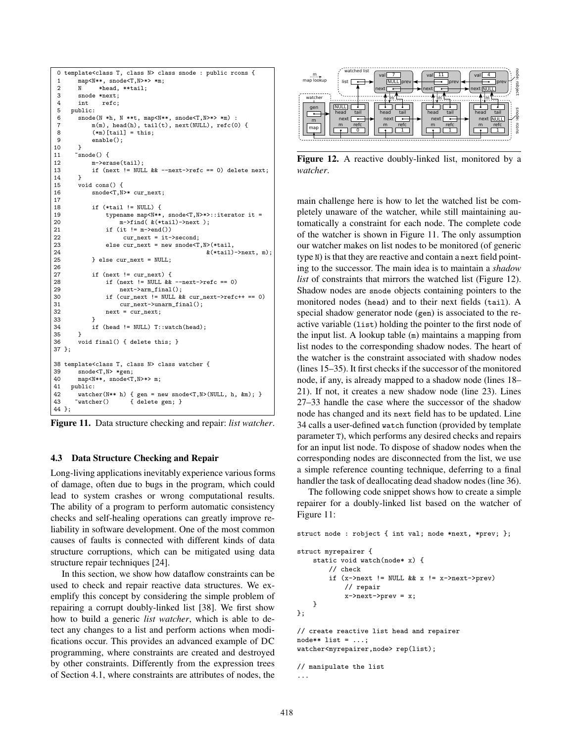```
 0 template<class T, class N> class snode : public rcons {
 1     map<N**, snode<T,N>*> *m;
 2     N     *head, **tail;
 3     snode *next;
 4     int    refc;
 5   public:
 6     snode(N *h, N **t, map<N**, snode<T,N>*> *m) :
 7         m(m), head(h), tail(t), next(NULL), refc(0) {
 8         (*m)[tail] = this;
 9         enable();
10     }
11     ~snode() {
12         m->erase(tail);
13         if (next != NULL && --next->refc == 0) delete next;
14     }
15     void cons() {
16         snode<T,N>* cur_next;
17
18         if (*tail != NULL) {
19             typename map<N**, snode<T,N>*>::iterator it =
20                 m->find( &(*tail)->next );
21             if (it != m->end())
22                 cur_next = it->second;
23             else cur_next = new snode<T,N>(*tail,
24                                            &(*tail)->next, m);
25         } else cur_next = NULL;
26
27         if (next != cur_next) {
28             if (next != NULL && --next->refc == 0)
29                 next->arm_final();
30             if (cur_next != NULL && cur_next->refc++ == 0)
31                 cur_next->unarm_final();
32             next = cur_next;
33         }
34         if (head != NULL) T::watch(head);
35     }
36     void final() { delete this; }
37 };

38 template<class T, class N> class watcher {
39     snode<T,N> *gen;
40     map<N**, snode<T,N>*> m;
41   public:
42     watcher(N** h) { gen = new snode<T,N>(NULL, h, &m); }
43     ~watcher()      { delete gen; }
44 };
```

**Figure 11.** Data structure checking and repair: *list watcher*.

### 4.3 Data Structure Checking and Repair

Long-living applications inevitably experience various forms of damage, often due to bugs in the program, which could lead to system crashes or wrong computational results. The ability of a program to perform automatic consistency checks and self-healing operations can greatly improve reliability in software development. One of the most common causes of faults is connected with different kinds of data structure corruptions, which can be mitigated using data structure repair techniques [24].

In this section, we show how dataflow constraints can be used to check and repair reactive data structures. We exemplify this concept by considering the simple problem of repairing a corrupt doubly-linked list [38]. We first show how to build a generic *list watcher*, which is able to detect any changes to a list and perform actions when modifications occur. This provides an advanced example of DC programming, where constraints are created and destroyed by other constraints. Differently from the expression trees of Section 4.1, where constraints are attributes of nodes, the main challenge here is how to let the watched list be completely unaware of the watcher, while still maintaining automatically a constraint for each node. The complete code of the watcher is shown in Figure 11. The only assumption our watcher makes on list nodes to be monitored (of generic type `N`) is that they are reactive and contain a `next` field pointing to the successor. The main idea is to maintain a *shadow list* of constraints that mirrors the watched list (Figure 12). Shadow nodes are `snode` objects containing pointers to the monitored nodes (`head`) and to their next fields (`tail`). A special shadow generator node (`gen`) is associated to the reactive variable (`list`) holding the pointer to the first node of the input list. A lookup table (`m`) maintains a mapping from list nodes to the corresponding shadow nodes. The heart of the watcher is the constraint associated with shadow nodes (lines 15–35). It first checks if the successor of the monitored node, if any, is already mapped to a shadow node (lines 18–21). If not, it creates a new shadow node (line 23). Lines 27–33 handle the case where the successor of the shadow node has changed and its `next` field has to be updated. Line 34 calls a user-defined `watch` function (provided by template parameter `T`), which performs any desired checks and repairs for an input list node. To dispose of shadow nodes when the corresponding nodes are disconnected from the list, we use a simple reference counting technique, deferring to a final handler the task of deallocating dead shadow nodes (line 36).

**Figure 12.** A reactive doubly-linked list, monitored by a *watcher*.

The following code snippet shows how to create a simple repairer for a doubly-linked list based on the watcher of Figure 11:

```
struct node : robject { int val; node *next, *prev; };

struct myrepairer {
    static void watch(node* x) {
        // check
        if (x->next != NULL && x != x->next->prev)
            // repair
            x->next->prev = x;
    }
};

// create reactive list head and repairer
node** list = ...;
watcher<myrepairer,node> rep(list);

// manipulate the list
...
```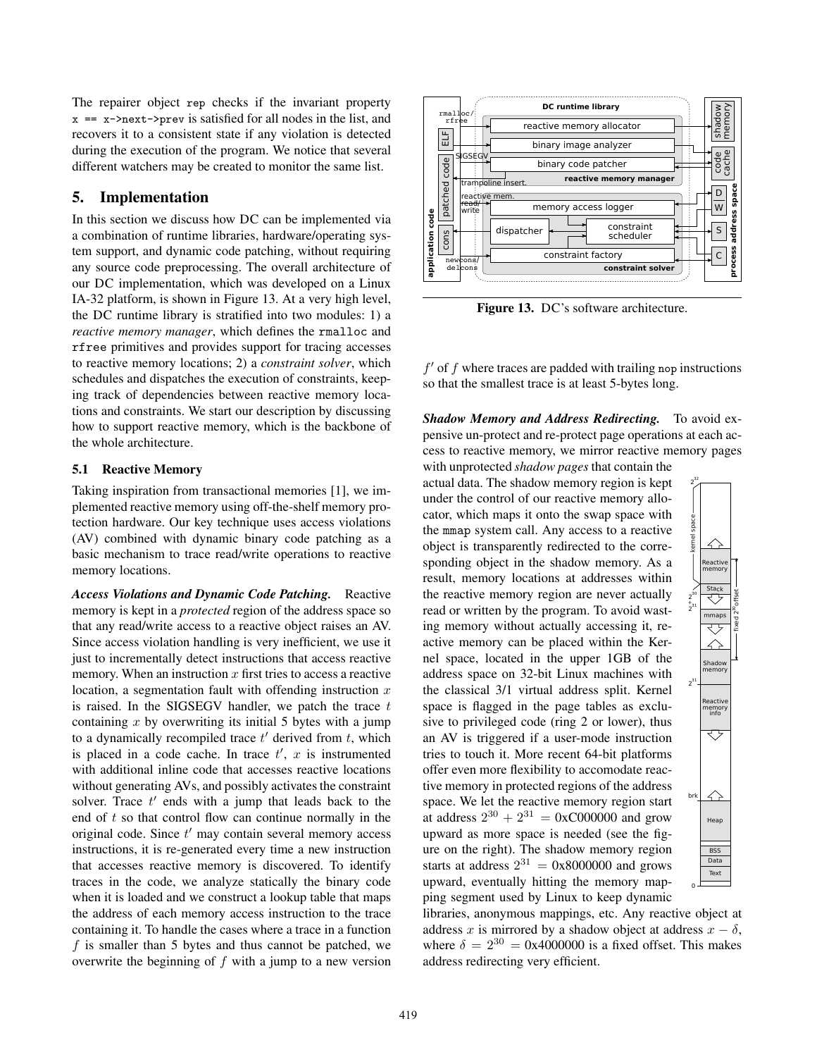The repairer object `rep` checks if the invariant property `x == x->next->prev` is satisfied for all nodes in the list, and recovers it to a consistent state if any violation is detected during the execution of the program. We notice that several different watchers may be created to monitor the same list.

## 5. Implementation

In this section we discuss how DC can be implemented via a combination of runtime libraries, hardware/operating system support, and dynamic code patching, without requiring any source code preprocessing. The overall architecture of our DC implementation, which was developed on a Linux IA-32 platform, is shown in Figure 13. At a very high level, the DC runtime library is stratified into two modules: 1) a *reactive memory manager*, which defines the `rmalloc` and `rfree` primitives and provides support for tracing accesses to reactive memory locations; 2) a *constraint solver*, which schedules and dispatches the execution of constraints, keeping track of dependencies between reactive memory locations and constraints. We start our description by discussing how to support reactive memory, which is the backbone of the whole architecture.

Figure 13. DC's software architecture.

### 5.1 Reactive Memory

Taking inspiration from transactional memories [1], we implemented reactive memory using off-the-shelf memory protection hardware. Our key technique uses access violations (AV) combined with dynamic binary code patching as a basic mechanism to trace read/write operations to reactive memory locations.

***Access Violations and Dynamic Code Patching.*** Reactive memory is kept in a *protected* region of the address space so that any read/write access to a reactive object raises an AV. Since access violation handling is very inefficient, we use it just to incrementally detect instructions that access reactive memory. When an instruction $x$ first tries to access a reactive location, a segmentation fault with offending instruction $x$ is raised. In the SIGSEGV handler, we patch the trace $t$ containing $x$ by overwriting its initial 5 bytes with a jump to a dynamically recompiled trace $t'$ derived from $t$, which is placed in a code cache. In trace $t'$, $x$ is instrumented with additional inline code that accesses reactive locations without generating AVs, and possibly activates the constraint solver. Trace $t'$ ends with a jump that leads back to the end of $t$ so that control flow can continue normally in the original code. Since $t'$ may contain several memory access instructions, it is re-generated every time a new instruction that accesses reactive memory is discovered. To identify traces in the code, we analyze statically the binary code when it is loaded and we construct a lookup table that maps the address of each memory access instruction to the trace containing it. To handle the cases where a trace in a function $f$ is smaller than 5 bytes and thus cannot be patched, we overwrite the beginning of $f$ with a jump to a new version $f'$ of $f$ where traces are padded with trailing `nop` instructions so that the smallest trace is at least 5-bytes long.

***Shadow Memory and Address Redirecting.*** To avoid expensive un-protect and re-protect page operations at each access to reactive memory, we mirror reactive memory pages with unprotected *shadow pages* that contain the actual data. The shadow memory region is kept under the control of our reactive memory allocator, which maps it onto the swap space with the `mmap` system call. Any access to a reactive object is transparently redirected to the corresponding object in the shadow memory. As a result, memory locations at addresses within the reactive memory region are never actually read or written by the program. To avoid wasting memory without actually accessing it, reactive memory can be placed within the Kernel space, located in the upper 1GB of the address space on 32-bit Linux machines with the classical 3/1 virtual address split. Kernel space is flagged in the page tables as exclusive to privileged code (ring 2 or lower), thus an AV is triggered if a user-mode instruction tries to touch it. More recent 64-bit platforms offer even more flexibility to accomodate reactive memory in protected regions of the address space. We let the reactive memory region start at address $2^{30} + 2^{31} =$ 0xC000000 and grow upward as more space is needed (see the figure on the right). The shadow memory region starts at address $2^{31} =$ 0x8000000 and grows upward, eventually hitting the memory mapping segment used by Linux to keep dynamic libraries, anonymous mappings, etc. Any reactive object at address $x$ is mirrored by a shadow object at address $x - \delta$, where $\delta = 2^{30} =$ 0x4000000 is a fixed offset. This makes address redirecting very efficient.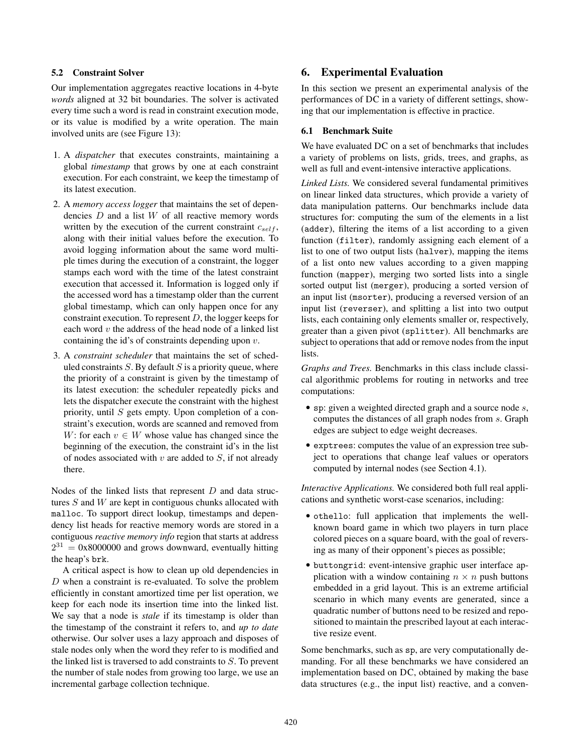### 5.2 Constraint Solver

Our implementation aggregates reactive locations in 4-byte *words* aligned at 32 bit boundaries. The solver is activated every time such a word is read in constraint execution mode, or its value is modified by a write operation. The main involved units are (see Figure 13):

1. A *dispatcher* that executes constraints, maintaining a global *timestamp* that grows by one at each constraint execution. For each constraint, we keep the timestamp of its latest execution.
2. A *memory access logger* that maintains the set of dependencies $D$ and a list $W$ of all reactive memory words written by the execution of the current constraint $c_{self}$, along with their initial values before the execution. To avoid logging information about the same word multiple times during the execution of a constraint, the logger stamps each word with the time of the latest constraint execution that accessed it. Information is logged only if the accessed word has a timestamp older than the current global timestamp, which can only happen once for any constraint execution. To represent $D$, the logger keeps for each word $v$ the address of the head node of a linked list containing the id's of constraints depending upon $v$.
3. A *constraint scheduler* that maintains the set of scheduled constraints $S$. By default $S$ is a priority queue, where the priority of a constraint is given by the timestamp of its latest execution: the scheduler repeatedly picks and lets the dispatcher execute the constraint with the highest priority, until $S$ gets empty. Upon completion of a constraint's execution, words are scanned and removed from $W$: for each $v \in W$ whose value has changed since the beginning of the execution, the constraint id's in the list of nodes associated with $v$ are added to $S$, if not already there.

Nodes of the linked lists that represent $D$ and data structures $S$ and $W$ are kept in contiguous chunks allocated with `malloc`. To support direct lookup, timestamps and dependency list heads for reactive memory words are stored in a contiguous *reactive memory info* region that starts at address $2^{31}$ = 0x8000000 and grows downward, eventually hitting the heap's `brk`.

A critical aspect is how to clean up old dependencies in $D$ when a constraint is re-evaluated. To solve the problem efficiently in constant amortized time per list operation, we keep for each node its insertion time into the linked list. We say that a node is *stale* if its timestamp is older than the timestamp of the constraint it refers to, and *up to date* otherwise. Our solver uses a lazy approach and disposes of stale nodes only when the word they refer to is modified and the linked list is traversed to add constraints to $S$. To prevent the number of stale nodes from growing too large, we use an incremental garbage collection technique.

## 6. Experimental Evaluation

In this section we present an experimental analysis of the performances of DC in a variety of different settings, showing that our implementation is effective in practice.

### 6.1 Benchmark Suite

We have evaluated DC on a set of benchmarks that includes a variety of problems on lists, grids, trees, and graphs, as well as full and event-intensive interactive applications.

*Linked Lists.* We considered several fundamental primitives on linear linked data structures, which provide a variety of data manipulation patterns. Our benchmarks include data structures for: computing the sum of the elements in a list (`adder`), filtering the items of a list according to a given function (`filter`), randomly assigning each element of a list to one of two output lists (`halver`), mapping the items of a list onto new values according to a given mapping function (`mapper`), merging two sorted lists into a single sorted output list (`merger`), producing a sorted version of an input list (`msorter`), producing a reversed version of an input list (`reverser`), and splitting a list into two output lists, each containing only elements smaller or, respectively, greater than a given pivot (`splitter`). All benchmarks are subject to operations that add or remove nodes from the input lists.

*Graphs and Trees.* Benchmarks in this class include classical algorithmic problems for routing in networks and tree computations:

- `sp`: given a weighted directed graph and a source node $s$, computes the distances of all graph nodes from $s$. Graph edges are subject to edge weight decreases.
- `exptrees`: computes the value of an expression tree subject to operations that change leaf values or operators computed by internal nodes (see Section 4.1).

*Interactive Applications.* We considered both full real applications and synthetic worst-case scenarios, including:

- `othello`: full application that implements the well-known board game in which two players in turn place colored pieces on a square board, with the goal of reversing as many of their opponent's pieces as possible;
- `buttongrid`: event-intensive graphic user interface application with a window containing $n \times n$ push buttons embedded in a grid layout. This is an extreme artificial scenario in which many events are generated, since a quadratic number of buttons need to be resized and repositioned to maintain the prescribed layout at each interactive resize event.

Some benchmarks, such as `sp`, are very computationally demanding. For all these benchmarks we have considered an implementation based on DC, obtained by making the base data structures (e.g., the input list) reactive, and a conven-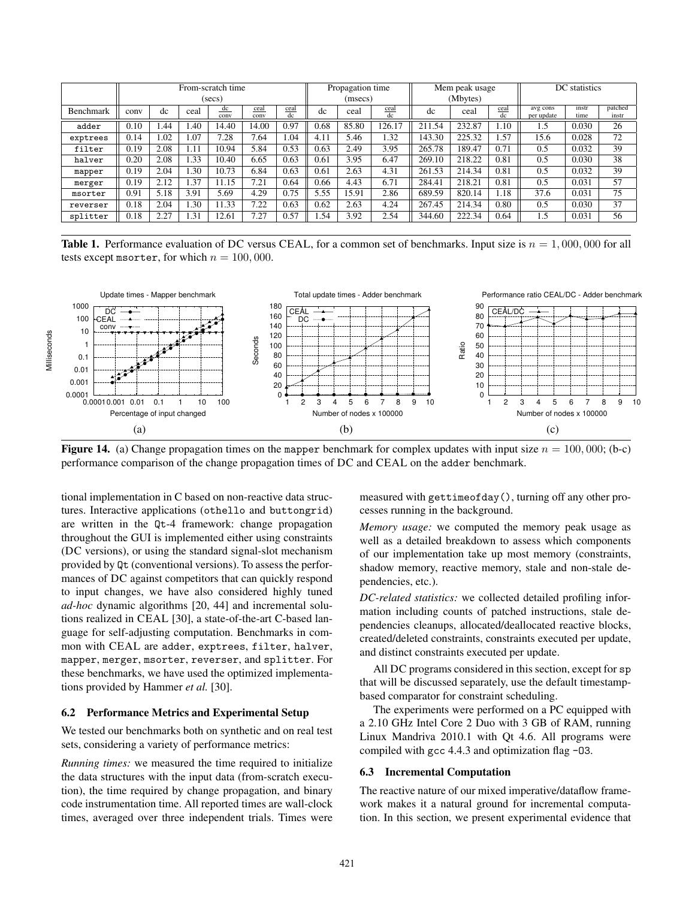| | From-scratch time (secs) | | | | | | Propagation time (msecs) | | | Mem peak usage (Mbytes) | | | DC statistics | | |
|---|---|---|---|---|---|---|---|---|---|---|---|---|---|---|---|
| Benchmark | conv | dc | ceal | $\frac{dc}{conv}$ | $\frac{ceal}{conv}$ | $\frac{ceal}{dc}$ | dc | ceal | $\frac{ceal}{dc}$ | dc | ceal | $\frac{ceal}{dc}$ | avg cons per update | instr time | patched instr |
| adder | 0.10 | 1.44 | 1.40 | 14.40 | 14.00 | 0.97 | 0.68 | 85.80 | 126.17 | 211.54 | 232.87 | 1.10 | 1.5 | 0.030 | 26 |
| exptrees | 0.14 | 1.02 | 1.07 | 7.28 | 7.64 | 1.04 | 4.11 | 5.46 | 1.32 | 143.30 | 225.32 | 1.57 | 15.6 | 0.028 | 72 |
| filter | 0.19 | 2.08 | 1.11 | 10.94 | 5.84 | 0.53 | 0.63 | 2.49 | 3.95 | 265.78 | 189.47 | 0.71 | 0.5 | 0.032 | 39 |
| halver | 0.20 | 2.08 | 1.33 | 10.40 | 6.65 | 0.63 | 0.61 | 3.95 | 6.47 | 269.10 | 218.22 | 0.81 | 0.5 | 0.030 | 38 |
| mapper | 0.19 | 2.04 | 1.30 | 10.73 | 6.84 | 0.63 | 0.61 | 2.63 | 4.31 | 261.53 | 214.34 | 0.81 | 0.5 | 0.032 | 39 |
| merger | 0.19 | 2.12 | 1.37 | 11.15 | 7.21 | 0.64 | 0.66 | 4.43 | 6.71 | 284.41 | 218.21 | 0.81 | 0.5 | 0.031 | 57 |
| msorter | 0.91 | 5.18 | 3.91 | 5.69 | 4.29 | 0.75 | 5.55 | 15.91 | 2.86 | 689.59 | 820.14 | 1.18 | 37.6 | 0.031 | 75 |
| reverser | 0.18 | 2.04 | 1.30 | 11.33 | 7.22 | 0.63 | 0.62 | 2.63 | 4.24 | 267.45 | 214.34 | 0.80 | 0.5 | 0.030 | 37 |
| splitter | 0.18 | 2.27 | 1.31 | 12.61 | 7.27 | 0.57 | 1.54 | 3.92 | 2.54 | 344.60 | 222.34 | 0.64 | 1.5 | 0.031 | 56 |

**Table 1.** Performance evaluation of DC versus CEAL, for a common set of benchmarks. Input size is $n = 1,000,000$ for all tests except msorter, for which $n = 100,000$.

**Figure 14.** (a) Change propagation times on the mapper benchmark for complex updates with input size $n = 100,000$; (b-c) performance comparison of the change propagation times of DC and CEAL on the adder benchmark.

tional implementation in C based on non-reactive data structures. Interactive applications (othello and buttongrid) are written in the Qt-4 framework: change propagation throughout the GUI is implemented either using constraints (DC versions), or using the standard signal-slot mechanism provided by Qt (conventional versions). To assess the performances of DC against competitors that can quickly respond to input changes, we have also considered highly tuned *ad-hoc* dynamic algorithms [20, 44] and incremental solutions realized in CEAL [30], a state-of-the-art C-based language for self-adjusting computation. Benchmarks in common with CEAL are adder, exptrees, filter, halver, mapper, merger, msorter, reverser, and splitter. For these benchmarks, we have used the optimized implementations provided by Hammer *et al.* [30].

### 6.2 Performance Metrics and Experimental Setup

We tested our benchmarks both on synthetic and on real test sets, considering a variety of performance metrics:

*Running times:* we measured the time required to initialize the data structures with the input data (from-scratch execution), the time required by change propagation, and binary code instrumentation time. All reported times are wall-clock times, averaged over three independent trials. Times were measured with gettimeofday(), turning off any other processes running in the background.

*Memory usage:* we computed the memory peak usage as well as a detailed breakdown to assess which components of our implementation take up most memory (constraints, shadow memory, reactive memory, stale and non-stale dependencies, etc.).

*DC-related statistics:* we collected detailed profiling information including counts of patched instructions, stale dependencies cleanups, allocated/deallocated reactive blocks, created/deleted constraints, constraints executed per update, and distinct constraints executed per update.

All DC programs considered in this section, except for sp that will be discussed separately, use the default timestamp-based comparator for constraint scheduling.

The experiments were performed on a PC equipped with a 2.10 GHz Intel Core 2 Duo with 3 GB of RAM, running Linux Mandriva 2010.1 with Qt 4.6. All programs were compiled with gcc 4.4.3 and optimization flag -O3.

### 6.3 Incremental Computation

The reactive nature of our mixed imperative/dataflow framework makes it a natural ground for incremental computation. In this section, we present experimental evidence that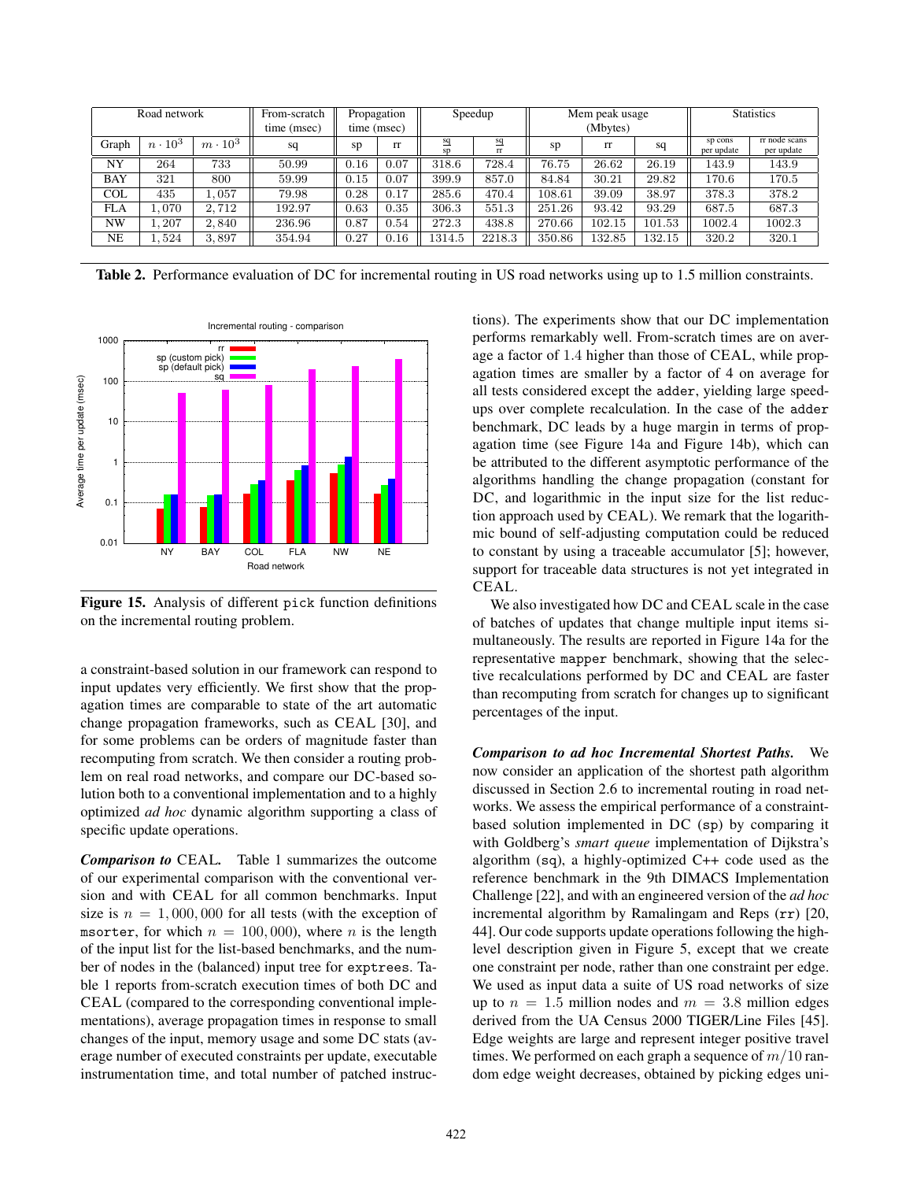| Road network | | | From-scratch time (msec) | Propagation time (msec) | | Speedup | | Mem peak usage (Mbytes) | | | Statistics | |
|---|---|---|---|---|---|---|---|---|---|---|---|---|
| Graph | $n \cdot 10^3$ | $m \cdot 10^3$ | sq | sp | rr | $\frac{sq}{sp}$ | $\frac{sq}{rr}$ | sp | rr | sq | sp cons per update | rr node scans per update |
| NY | 264 | 733 | 50.99 | 0.16 | 0.07 | 318.6 | 728.4 | 76.75 | 26.62 | 26.19 | 143.9 | 143.9 |
| BAY | 321 | 800 | 59.99 | 0.15 | 0.07 | 399.9 | 857.0 | 84.84 | 30.21 | 29.82 | 170.6 | 170.5 |
| COL | 435 | 1,057 | 79.98 | 0.28 | 0.17 | 285.6 | 470.4 | 108.61 | 39.09 | 38.97 | 378.3 | 378.2 |
| FLA | 1,070 | 2,712 | 192.97 | 0.63 | 0.35 | 306.3 | 551.3 | 251.26 | 93.42 | 93.29 | 687.5 | 687.3 |
| NW | 1,207 | 2,840 | 236.96 | 0.87 | 0.54 | 272.3 | 438.8 | 270.66 | 102.15 | 101.53 | 1002.4 | 1002.3 |
| NE | 1,524 | 3,897 | 354.94 | 0.27 | 0.16 | 1314.5 | 2218.3 | 350.86 | 132.85 | 132.15 | 320.2 | 320.1 |

**Table 2.** Performance evaluation of DC for incremental routing in US road networks using up to 1.5 million constraints.

**Figure 15.** Analysis of different `pick` function definitions on the incremental routing problem.

a constraint-based solution in our framework can respond to input updates very efficiently. We first show that the propagation times are comparable to state of the art automatic change propagation frameworks, such as CEAL [30], and for some problems can be orders of magnitude faster than recomputing from scratch. We then consider a routing problem on real road networks, and compare our DC-based solution both to a conventional implementation and to a highly optimized *ad hoc* dynamic algorithm supporting a class of specific update operations.

***Comparison to* CEAL.** Table 1 summarizes the outcome of our experimental comparison with the conventional version and with CEAL for all common benchmarks. Input size is $n = 1,000,000$ for all tests (with the exception of `msorter`, for which $n = 100,000$), where $n$ is the length of the input list for the list-based benchmarks, and the number of nodes in the (balanced) input tree for `exptrees`. Table 1 reports from-scratch execution times of both DC and CEAL (compared to the corresponding conventional implementations), average propagation times in response to small changes of the input, memory usage and some DC stats (average number of executed constraints per update, executable instrumentation time, and total number of patched instructions). The experiments show that our DC implementation performs remarkably well. From-scratch times are on average a factor of 1.4 higher than those of CEAL, while propagation times are smaller by a factor of 4 on average for all tests considered except the `adder`, yielding large speedups over complete recalculation. In the case of the `adder` benchmark, DC leads by a huge margin in terms of propagation time (see Figure 14a and Figure 14b), which can be attributed to the different asymptotic performance of the algorithms handling the change propagation (constant for DC, and logarithmic in the input size for the list reduction approach used by CEAL). We remark that the logarithmic bound of self-adjusting computation could be reduced to constant by using a traceable accumulator [5]; however, support for traceable data structures is not yet integrated in CEAL.

We also investigated how DC and CEAL scale in the case of batches of updates that change multiple input items simultaneously. The results are reported in Figure 14a for the representative `mapper` benchmark, showing that the selective recalculations performed by DC and CEAL are faster than recomputing from scratch for changes up to significant percentages of the input.

***Comparison to ad hoc Incremental Shortest Paths.*** We now consider an application of the shortest path algorithm discussed in Section 2.6 to incremental routing in road networks. We assess the empirical performance of a constraint-based solution implemented in DC (`sp`) by comparing it with Goldberg's *smart queue* implementation of Dijkstra's algorithm (`sq`), a highly-optimized C++ code used as the reference benchmark in the 9th DIMACS Implementation Challenge [22], and with an engineered version of the *ad hoc* incremental algorithm by Ramalingam and Reps (`rr`) [20, 44]. Our code supports update operations following the high-level description given in Figure 5, except that we create one constraint per node, rather than one constraint per edge. We used as input data a suite of US road networks of size up to $n = 1.5$ million nodes and $m = 3.8$ million edges derived from the UA Census 2000 TIGER/Line Files [45]. Edge weights are large and represent integer positive travel times. We performed on each graph a sequence of $m/10$ random edge weight decreases, obtained by picking edges uni-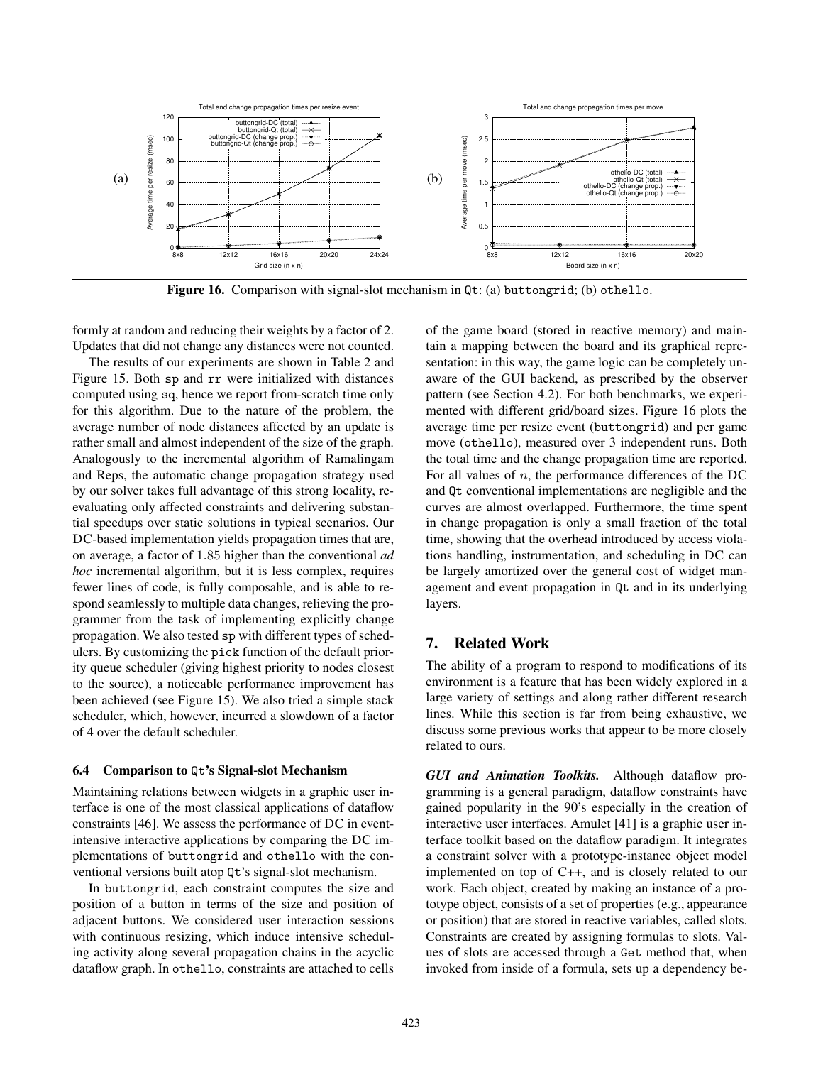Figure 16. Comparison with signal-slot mechanism in Qt: (a) buttongrid; (b) othello.

formly at random and reducing their weights by a factor of 2. Updates that did not change any distances were not counted.

The results of our experiments are shown in Table 2 and Figure 15. Both sp and rr were initialized with distances computed using sq, hence we report from-scratch time only for this algorithm. Due to the nature of the problem, the average number of node distances affected by an update is rather small and almost independent of the size of the graph. Analogously to the incremental algorithm of Ramalingam and Reps, the automatic change propagation strategy used by our solver takes full advantage of this strong locality, reevaluating only affected constraints and delivering substantial speedups over static solutions in typical scenarios. Our DC-based implementation yields propagation times that are, on average, a factor of 1.85 higher than the conventional *ad hoc* incremental algorithm, but it is less complex, requires fewer lines of code, is fully composable, and is able to respond seamlessly to multiple data changes, relieving the programmer from the task of implementing explicitly change propagation. We also tested sp with different types of schedulers. By customizing the pick function of the default priority queue scheduler (giving highest priority to nodes closest to the source), a noticeable performance improvement has been achieved (see Figure 15). We also tried a simple stack scheduler, which, however, incurred a slowdown of a factor of 4 over the default scheduler.

### 6.4 Comparison to Qt's Signal-slot Mechanism

Maintaining relations between widgets in a graphic user interface is one of the most classical applications of dataflow constraints [46]. We assess the performance of DC in event-intensive interactive applications by comparing the DC implementations of buttongrid and othello with the conventional versions built atop Qt's signal-slot mechanism.

In buttongrid, each constraint computes the size and position of a button in terms of the size and position of adjacent buttons. We considered user interaction sessions with continuous resizing, which induce intensive scheduling activity along several propagation chains in the acyclic dataflow graph. In othello, constraints are attached to cells of the game board (stored in reactive memory) and maintain a mapping between the board and its graphical representation: in this way, the game logic can be completely unaware of the GUI backend, as prescribed by the observer pattern (see Section 4.2). For both benchmarks, we experimented with different grid/board sizes. Figure 16 plots the average time per resize event (buttongrid) and per game move (othello), measured over 3 independent runs. Both the total time and the change propagation time are reported. For all values of $n$, the performance differences of the DC and Qt conventional implementations are negligible and the curves are almost overlapped. Furthermore, the time spent in change propagation is only a small fraction of the total time, showing that the overhead introduced by access violations handling, instrumentation, and scheduling in DC can be largely amortized over the general cost of widget management and event propagation in Qt and in its underlying layers.

## 7. Related Work

The ability of a program to respond to modifications of its environment is a feature that has been widely explored in a large variety of settings and along rather different research lines. While this section is far from being exhaustive, we discuss some previous works that appear to be more closely related to ours.

***GUI and Animation Toolkits.*** Although dataflow programming is a general paradigm, dataflow constraints have gained popularity in the 90's especially in the creation of interactive user interfaces. Amulet [41] is a graphic user interface toolkit based on the dataflow paradigm. It integrates a constraint solver with a prototype-instance object model implemented on top of C++, and is closely related to our work. Each object, created by making an instance of a prototype object, consists of a set of properties (e.g., appearance or position) that are stored in reactive variables, called slots. Constraints are created by assigning formulas to slots. Values of slots are accessed through a Get method that, when invoked from inside of a formula, sets up a dependency be-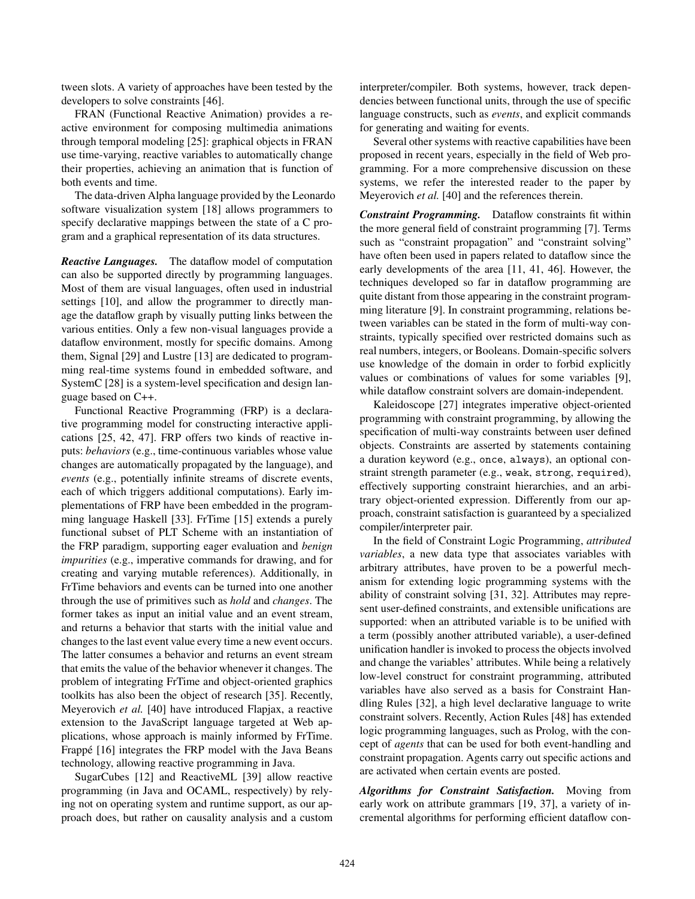tween slots. A variety of approaches have been tested by the developers to solve constraints [46].

FRAN (Functional Reactive Animation) provides a reactive environment for composing multimedia animations through temporal modeling [25]: graphical objects in FRAN use time-varying, reactive variables to automatically change their properties, achieving an animation that is function of both events and time.

The data-driven Alpha language provided by the Leonardo software visualization system [18] allows programmers to specify declarative mappings between the state of a C program and a graphical representation of its data structures.

***Reactive Languages.*** The dataflow model of computation can also be supported directly by programming languages. Most of them are visual languages, often used in industrial settings [10], and allow the programmer to directly manage the dataflow graph by visually putting links between the various entities. Only a few non-visual languages provide a dataflow environment, mostly for specific domains. Among them, Signal [29] and Lustre [13] are dedicated to programming real-time systems found in embedded software, and SystemC [28] is a system-level specification and design language based on C++.

Functional Reactive Programming (FRP) is a declarative programming model for constructing interactive applications [25, 42, 47]. FRP offers two kinds of reactive inputs: *behaviors* (e.g., time-continuous variables whose value changes are automatically propagated by the language), and *events* (e.g., potentially infinite streams of discrete events, each of which triggers additional computations). Early implementations of FRP have been embedded in the programming language Haskell [33]. FrTime [15] extends a purely functional subset of PLT Scheme with an instantiation of the FRP paradigm, supporting eager evaluation and *benign impurities* (e.g., imperative commands for drawing, and for creating and varying mutable references). Additionally, in FrTime behaviors and events can be turned into one another through the use of primitives such as *hold* and *changes*. The former takes as input an initial value and an event stream, and returns a behavior that starts with the initial value and changes to the last event value every time a new event occurs. The latter consumes a behavior and returns an event stream that emits the value of the behavior whenever it changes. The problem of integrating FrTime and object-oriented graphics toolkits has also been the object of research [35]. Recently, Meyerovich *et al.* [40] have introduced Flapjax, a reactive extension to the JavaScript language targeted at Web applications, whose approach is mainly informed by FrTime. Frappé [16] integrates the FRP model with the Java Beans technology, allowing reactive programming in Java.

SugarCubes [12] and ReactiveML [39] allow reactive programming (in Java and OCAML, respectively) by relying not on operating system and runtime support, as our approach does, but rather on causality analysis and a custom interpreter/compiler. Both systems, however, track dependencies between functional units, through the use of specific language constructs, such as *events*, and explicit commands for generating and waiting for events.

Several other systems with reactive capabilities have been proposed in recent years, especially in the field of Web programming. For a more comprehensive discussion on these systems, we refer the interested reader to the paper by Meyerovich *et al.* [40] and the references therein.

***Constraint Programming.*** Dataflow constraints fit within the more general field of constraint programming [7]. Terms such as "constraint propagation" and "constraint solving" have often been used in papers related to dataflow since the early developments of the area [11, 41, 46]. However, the techniques developed so far in dataflow programming are quite distant from those appearing in the constraint programming literature [9]. In constraint programming, relations between variables can be stated in the form of multi-way constraints, typically specified over restricted domains such as real numbers, integers, or Booleans. Domain-specific solvers use knowledge of the domain in order to forbid explicitly values or combinations of values for some variables [9], while dataflow constraint solvers are domain-independent.

Kaleidoscope [27] integrates imperative object-oriented programming with constraint programming, by allowing the specification of multi-way constraints between user defined objects. Constraints are asserted by statements containing a duration keyword (e.g., `once`, `always`), an optional constraint strength parameter (e.g., `weak`, `strong`, `required`), effectively supporting constraint hierarchies, and an arbitrary object-oriented expression. Differently from our approach, constraint satisfaction is guaranteed by a specialized compiler/interpreter pair.

In the field of Constraint Logic Programming, *attributed variables*, a new data type that associates variables with arbitrary attributes, have proven to be a powerful mechanism for extending logic programming systems with the ability of constraint solving [31, 32]. Attributes may represent user-defined constraints, and extensible unifications are supported: when an attributed variable is to be unified with a term (possibly another attributed variable), a user-defined unification handler is invoked to process the objects involved and change the variables' attributes. While being a relatively low-level construct for constraint programming, attributed variables have also served as a basis for Constraint Handling Rules [32], a high level declarative language to write constraint solvers. Recently, Action Rules [48] has extended logic programming languages, such as Prolog, with the concept of *agents* that can be used for both event-handling and constraint propagation. Agents carry out specific actions and are activated when certain events are posted.

***Algorithms for Constraint Satisfaction.*** Moving from early work on attribute grammars [19, 37], a variety of incremental algorithms for performing efficient dataflow con-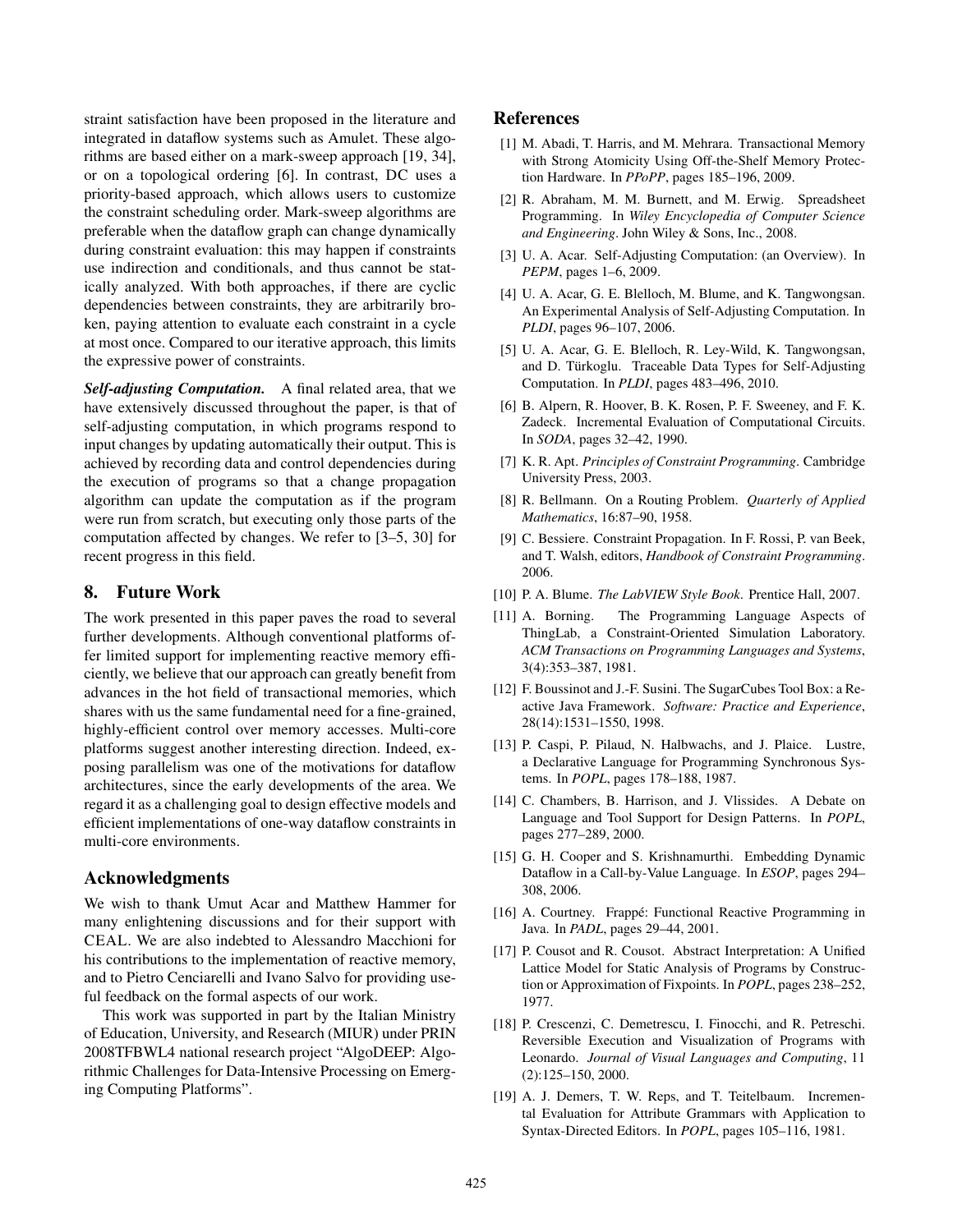straint satisfaction have been proposed in the literature and integrated in dataflow systems such as Amulet. These algorithms are based either on a mark-sweep approach [19, 34], or on a topological ordering [6]. In contrast, DC uses a priority-based approach, which allows users to customize the constraint scheduling order. Mark-sweep algorithms are preferable when the dataflow graph can change dynamically during constraint evaluation: this may happen if constraints use indirection and conditionals, and thus cannot be statically analyzed. With both approaches, if there are cyclic dependencies between constraints, they are arbitrarily broken, paying attention to evaluate each constraint in a cycle at most once. Compared to our iterative approach, this limits the expressive power of constraints.

***Self-adjusting Computation.*** A final related area, that we have extensively discussed throughout the paper, is that of self-adjusting computation, in which programs respond to input changes by updating automatically their output. This is achieved by recording data and control dependencies during the execution of programs so that a change propagation algorithm can update the computation as if the program were run from scratch, but executing only those parts of the computation affected by changes. We refer to [3–5, 30] for recent progress in this field.

## 8. Future Work

The work presented in this paper paves the road to several further developments. Although conventional platforms offer limited support for implementing reactive memory efficiently, we believe that our approach can greatly benefit from advances in the hot field of transactional memories, which shares with us the same fundamental need for a fine-grained, highly-efficient control over memory accesses. Multi-core platforms suggest another interesting direction. Indeed, exposing parallelism was one of the motivations for dataflow architectures, since the early developments of the area. We regard it as a challenging goal to design effective models and efficient implementations of one-way dataflow constraints in multi-core environments.

## Acknowledgments

We wish to thank Umut Acar and Matthew Hammer for many enlightening discussions and for their support with CEAL. We are also indebted to Alessandro Macchioni for his contributions to the implementation of reactive memory, and to Pietro Cenciarelli and Ivano Salvo for providing useful feedback on the formal aspects of our work.

This work was supported in part by the Italian Ministry of Education, University, and Research (MIUR) under PRIN 2008TFBWL4 national research project "AlgoDEEP: Algorithmic Challenges for Data-Intensive Processing on Emerging Computing Platforms".

## References

[1] M. Abadi, T. Harris, and M. Mehrara. Transactional Memory with Strong Atomicity Using Off-the-Shelf Memory Protection Hardware. In *PPoPP*, pages 185–196, 2009.

[2] R. Abraham, M. M. Burnett, and M. Erwig. Spreadsheet Programming. In *Wiley Encyclopedia of Computer Science and Engineering*. John Wiley & Sons, Inc., 2008.

[3] U. A. Acar. Self-Adjusting Computation: (an Overview). In *PEPM*, pages 1–6, 2009.

[4] U. A. Acar, G. E. Blelloch, M. Blume, and K. Tangwongsan. An Experimental Analysis of Self-Adjusting Computation. In *PLDI*, pages 96–107, 2006.

[5] U. A. Acar, G. E. Blelloch, R. Ley-Wild, K. Tangwongsan, and D. Türkoglu. Traceable Data Types for Self-Adjusting Computation. In *PLDI*, pages 483–496, 2010.

[6] B. Alpern, R. Hoover, B. K. Rosen, P. F. Sweeney, and F. K. Zadeck. Incremental Evaluation of Computational Circuits. In *SODA*, pages 32–42, 1990.

[7] K. R. Apt. *Principles of Constraint Programming*. Cambridge University Press, 2003.

[8] R. Bellmann. On a Routing Problem. *Quarterly of Applied Mathematics*, 16:87–90, 1958.

[9] C. Bessiere. Constraint Propagation. In F. Rossi, P. van Beek, and T. Walsh, editors, *Handbook of Constraint Programming*. 2006.

[10] P. A. Blume. *The LabVIEW Style Book*. Prentice Hall, 2007.

[11] A. Borning. The Programming Language Aspects of ThingLab, a Constraint-Oriented Simulation Laboratory. *ACM Transactions on Programming Languages and Systems*, 3(4):353–387, 1981.

[12] F. Boussinot and J.-F. Susini. The SugarCubes Tool Box: a Reactive Java Framework. *Software: Practice and Experience*, 28(14):1531–1550, 1998.

[13] P. Caspi, P. Pilaud, N. Halbwachs, and J. Plaice. Lustre, a Declarative Language for Programming Synchronous Systems. In *POPL*, pages 178–188, 1987.

[14] C. Chambers, B. Harrison, and J. Vlissides. A Debate on Language and Tool Support for Design Patterns. In *POPL*, pages 277–289, 2000.

[15] G. H. Cooper and S. Krishnamurthi. Embedding Dynamic Dataflow in a Call-by-Value Language. In *ESOP*, pages 294–308, 2006.

[16] A. Courtney. Frappé: Functional Reactive Programming in Java. In *PADL*, pages 29–44, 2001.

[17] P. Cousot and R. Cousot. Abstract Interpretation: A Unified Lattice Model for Static Analysis of Programs by Construction or Approximation of Fixpoints. In *POPL*, pages 238–252, 1977.

[18] P. Crescenzi, C. Demetrescu, I. Finocchi, and R. Petreschi. Reversible Execution and Visualization of Programs with Leonardo. *Journal of Visual Languages and Computing*, 11 (2):125–150, 2000.

[19] A. J. Demers, T. W. Reps, and T. Teitelbaum. Incremental Evaluation for Attribute Grammars with Application to Syntax-Directed Editors. In *POPL*, pages 105–116, 1981.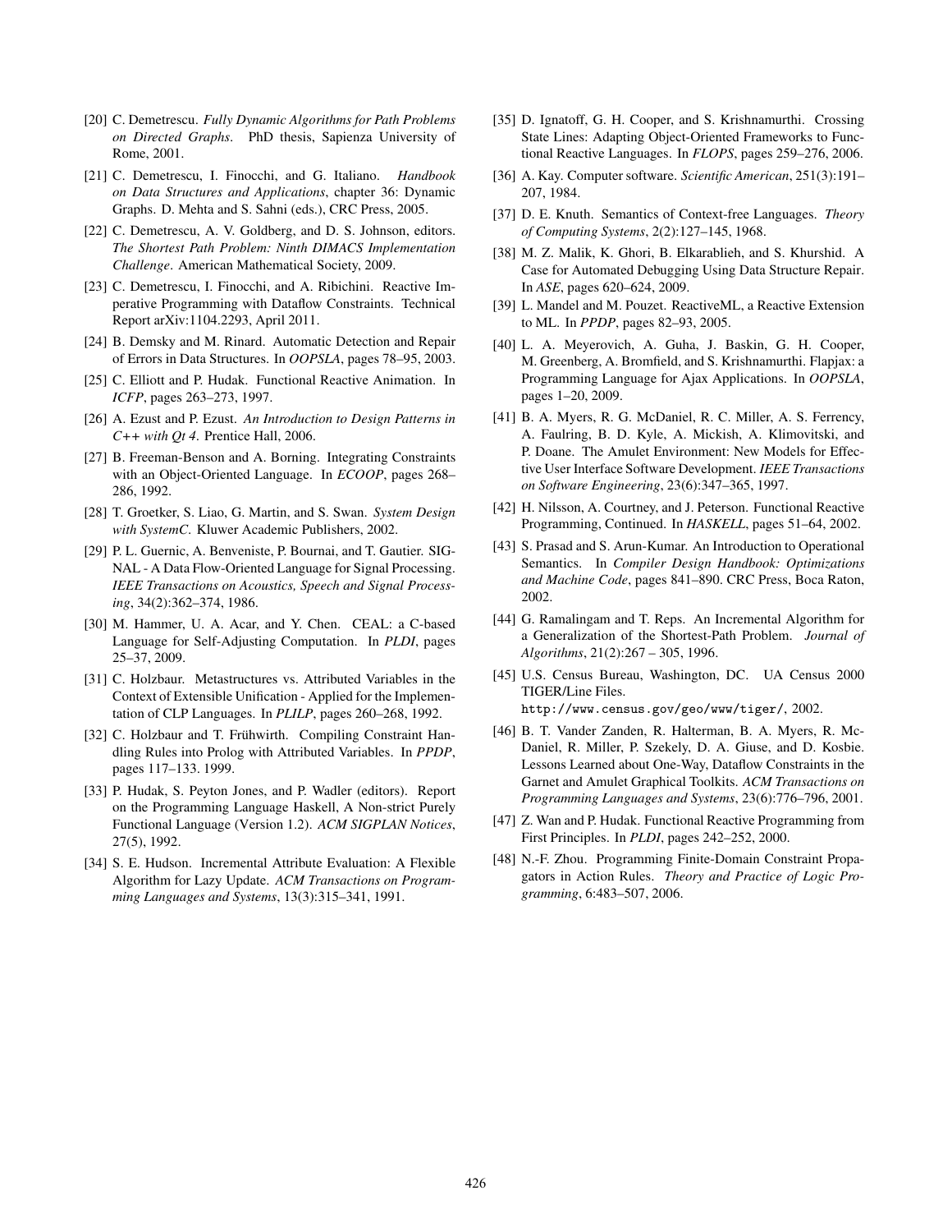[20] C. Demetrescu. *Fully Dynamic Algorithms for Path Problems on Directed Graphs*. PhD thesis, Sapienza University of Rome, 2001.

[21] C. Demetrescu, I. Finocchi, and G. Italiano. *Handbook on Data Structures and Applications*, chapter 36: Dynamic Graphs. D. Mehta and S. Sahni (eds.), CRC Press, 2005.

[22] C. Demetrescu, A. V. Goldberg, and D. S. Johnson, editors. *The Shortest Path Problem: Ninth DIMACS Implementation Challenge*. American Mathematical Society, 2009.

[23] C. Demetrescu, I. Finocchi, and A. Ribichini. Reactive Imperative Programming with Dataflow Constraints. Technical Report arXiv:1104.2293, April 2011.

[24] B. Demsky and M. Rinard. Automatic Detection and Repair of Errors in Data Structures. In *OOPSLA*, pages 78–95, 2003.

[25] C. Elliott and P. Hudak. Functional Reactive Animation. In *ICFP*, pages 263–273, 1997.

[26] A. Ezust and P. Ezust. *An Introduction to Design Patterns in C++ with Qt 4*. Prentice Hall, 2006.

[27] B. Freeman-Benson and A. Borning. Integrating Constraints with an Object-Oriented Language. In *ECOOP*, pages 268–286, 1992.

[28] T. Groetker, S. Liao, G. Martin, and S. Swan. *System Design with SystemC*. Kluwer Academic Publishers, 2002.

[29] P. L. Guernic, A. Benveniste, P. Bournai, and T. Gautier. SIGNAL - A Data Flow-Oriented Language for Signal Processing. *IEEE Transactions on Acoustics, Speech and Signal Processing*, 34(2):362–374, 1986.

[30] M. Hammer, U. A. Acar, and Y. Chen. CEAL: a C-based Language for Self-Adjusting Computation. In *PLDI*, pages 25–37, 2009.

[31] C. Holzbaur. Metastructures vs. Attributed Variables in the Context of Extensible Unification - Applied for the Implementation of CLP Languages. In *PLILP*, pages 260–268, 1992.

[32] C. Holzbaur and T. Frühwirth. Compiling Constraint Handling Rules into Prolog with Attributed Variables. In *PPDP*, pages 117–133. 1999.

[33] P. Hudak, S. Peyton Jones, and P. Wadler (editors). Report on the Programming Language Haskell, A Non-strict Purely Functional Language (Version 1.2). *ACM SIGPLAN Notices*, 27(5), 1992.

[34] S. E. Hudson. Incremental Attribute Evaluation: A Flexible Algorithm for Lazy Update. *ACM Transactions on Programming Languages and Systems*, 13(3):315–341, 1991.

[35] D. Ignatoff, G. H. Cooper, and S. Krishnamurthi. Crossing State Lines: Adapting Object-Oriented Frameworks to Functional Reactive Languages. In *FLOPS*, pages 259–276, 2006.

[36] A. Kay. Computer software. *Scientific American*, 251(3):191–207, 1984.

[37] D. E. Knuth. Semantics of Context-free Languages. *Theory of Computing Systems*, 2(2):127–145, 1968.

[38] M. Z. Malik, K. Ghori, B. Elkarablieh, and S. Khurshid. A Case for Automated Debugging Using Data Structure Repair. In *ASE*, pages 620–624, 2009.

[39] L. Mandel and M. Pouzet. ReactiveML, a Reactive Extension to ML. In *PPDP*, pages 82–93, 2005.

[40] L. A. Meyerovich, A. Guha, J. Baskin, G. H. Cooper, M. Greenberg, A. Bromfield, and S. Krishnamurthi. Flapjax: a Programming Language for Ajax Applications. In *OOPSLA*, pages 1–20, 2009.

[41] B. A. Myers, R. G. McDaniel, R. C. Miller, A. S. Ferrency, A. Faulring, B. D. Kyle, A. Mickish, A. Klimovitski, and P. Doane. The Amulet Environment: New Models for Effective User Interface Software Development. *IEEE Transactions on Software Engineering*, 23(6):347–365, 1997.

[42] H. Nilsson, A. Courtney, and J. Peterson. Functional Reactive Programming, Continued. In *HASKELL*, pages 51–64, 2002.

[43] S. Prasad and S. Arun-Kumar. An Introduction to Operational Semantics. In *Compiler Design Handbook: Optimizations and Machine Code*, pages 841–890. CRC Press, Boca Raton, 2002.

[44] G. Ramalingam and T. Reps. An Incremental Algorithm for a Generalization of the Shortest-Path Problem. *Journal of Algorithms*, 21(2):267 – 305, 1996.

[45] U.S. Census Bureau, Washington, DC. UA Census 2000 TIGER/Line Files. `http://www.census.gov/geo/www/tiger/`, 2002.

[46] B. T. Vander Zanden, R. Halterman, B. A. Myers, R. McDaniel, R. Miller, P. Szekely, D. A. Giuse, and D. Kosbie. Lessons Learned about One-Way, Dataflow Constraints in the Garnet and Amulet Graphical Toolkits. *ACM Transactions on Programming Languages and Systems*, 23(6):776–796, 2001.

[47] Z. Wan and P. Hudak. Functional Reactive Programming from First Principles. In *PLDI*, pages 242–252, 2000.

[48] N.-F. Zhou. Programming Finite-Domain Constraint Propagators in Action Rules. *Theory and Practice of Logic Programming*, 6:483–507, 2006.